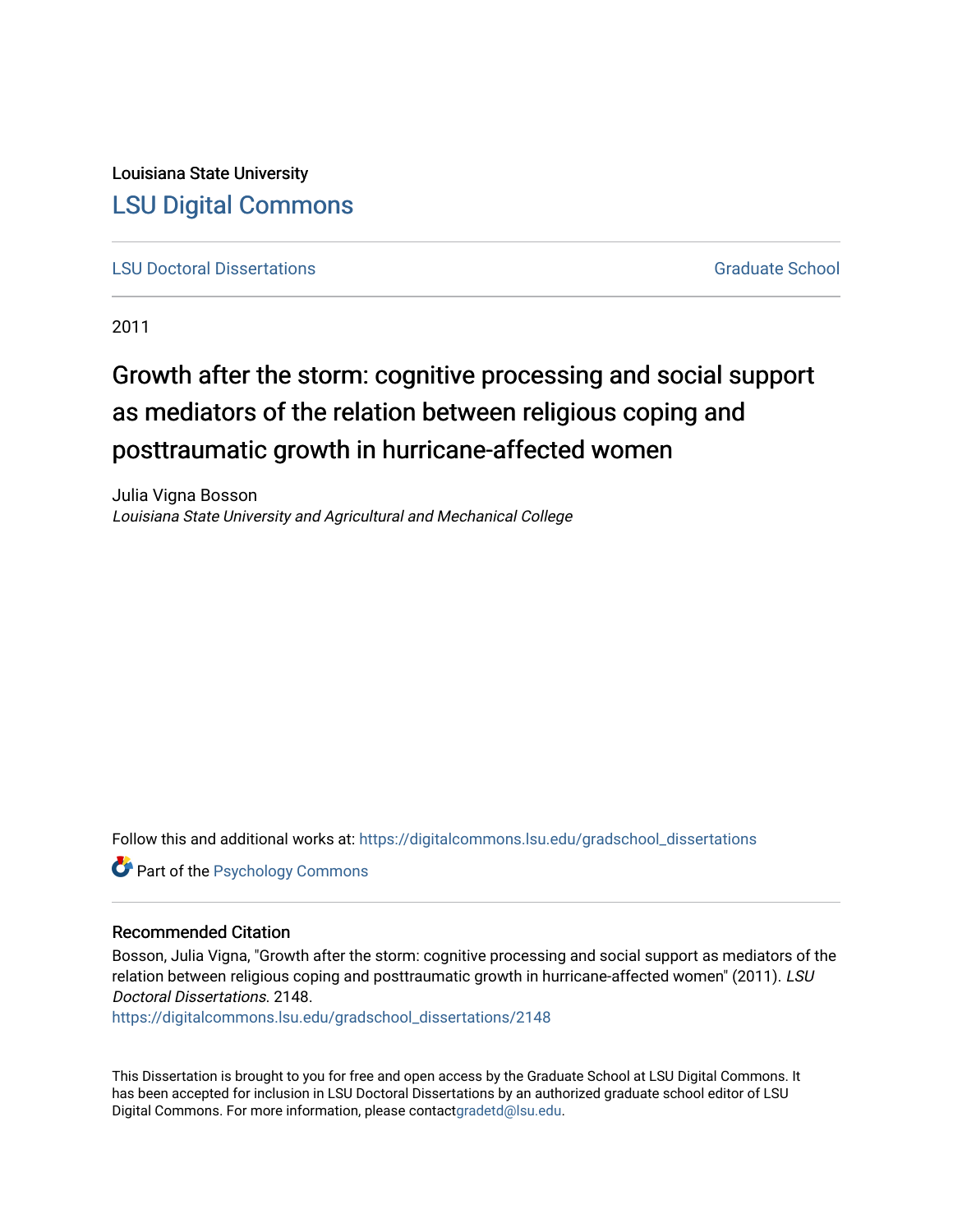Louisiana State University

# LSU Digital Commons

LSU Doctoral Dissertations | Graduate School

2011

## Growth after the storm: cognitive processing and social support as mediators of the relation between religious coping and posttraumatic growth in hurricane-affected women

Julia Vigna Bosson
*Louisiana State University and Agricultural and Mechanical College*

Follow this and additional works at: https://digitalcommons.lsu.edu/gradschool_dissertations

Part of the Psychology Commons

### Recommended Citation

Bosson, Julia Vigna, "Growth after the storm: cognitive processing and social support as mediators of the relation between religious coping and posttraumatic growth in hurricane-affected women" (2011). *LSU Doctoral Dissertations*. 2148.
https://digitalcommons.lsu.edu/gradschool_dissertations/2148

This Dissertation is brought to you for free and open access by the Graduate School at LSU Digital Commons. It has been accepted for inclusion in LSU Doctoral Dissertations by an authorized graduate school editor of LSU Digital Commons. For more information, please contactgradetd@lsu.edu.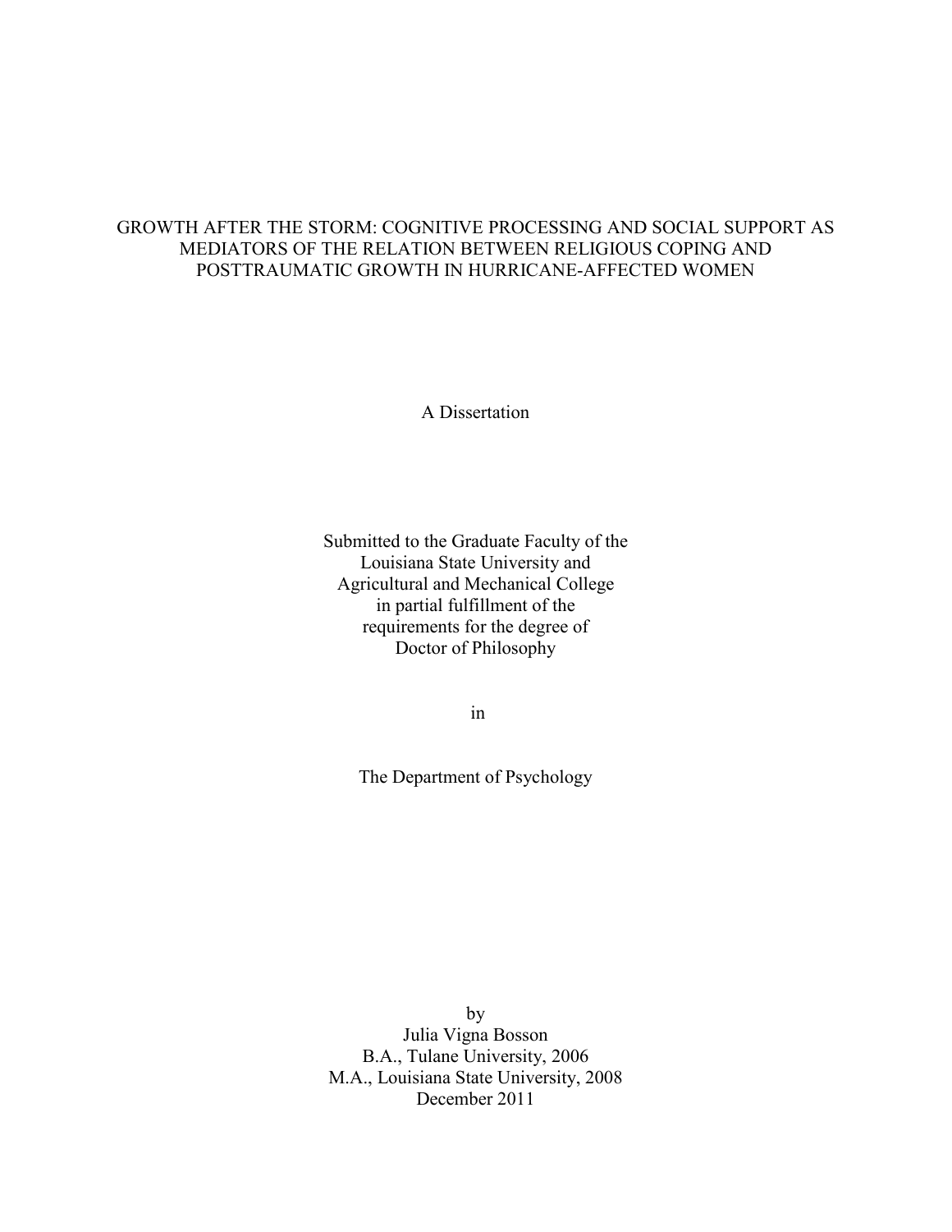# GROWTH AFTER THE STORM: COGNITIVE PROCESSING AND SOCIAL SUPPORT AS MEDIATORS OF THE RELATION BETWEEN RELIGIOUS COPING AND POSTTRAUMATIC GROWTH IN HURRICANE-AFFECTED WOMEN

A Dissertation

Submitted to the Graduate Faculty of the
Louisiana State University and
Agricultural and Mechanical College
in partial fulfillment of the
requirements for the degree of
Doctor of Philosophy

in

The Department of Psychology

by
Julia Vigna Bosson
B.A., Tulane University, 2006
M.A., Louisiana State University, 2008
December 2011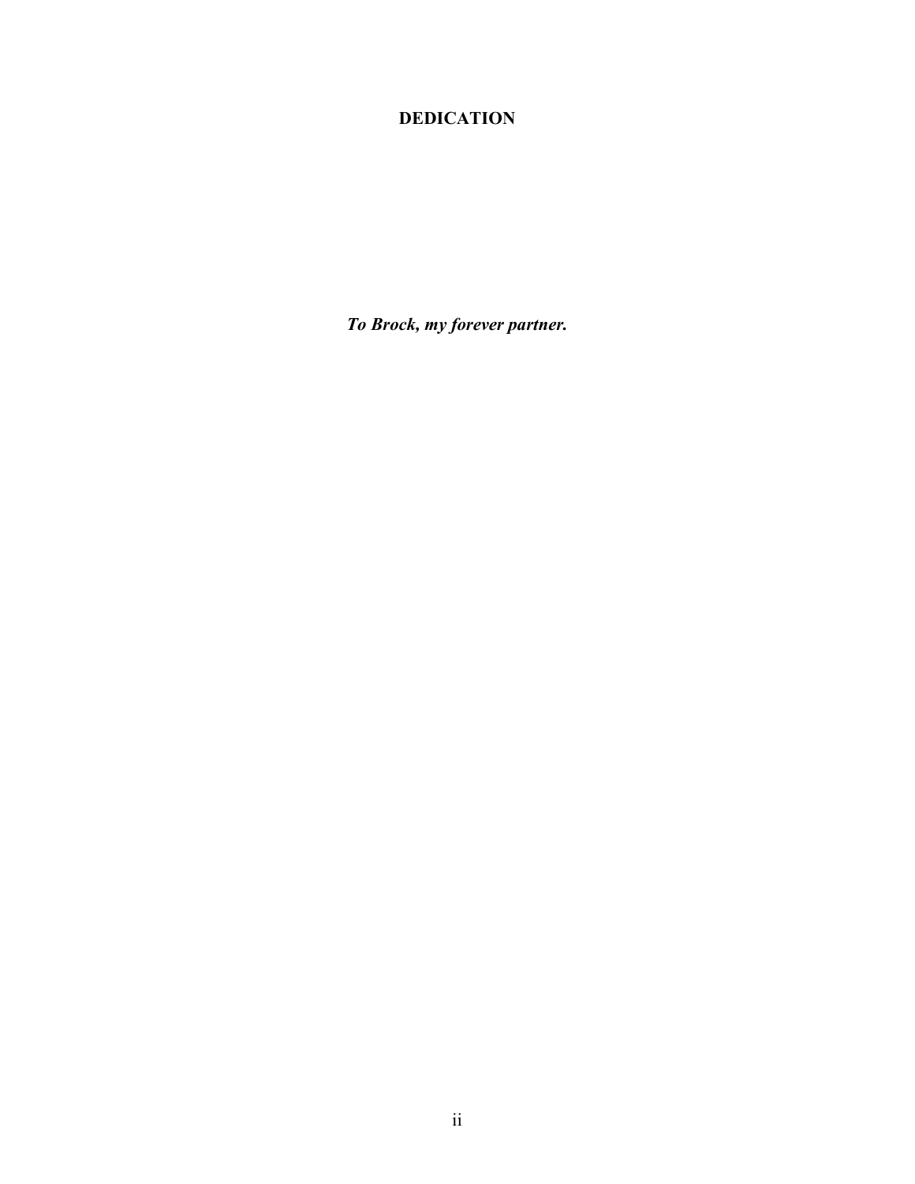# DEDICATION

***To Brock, my forever partner.***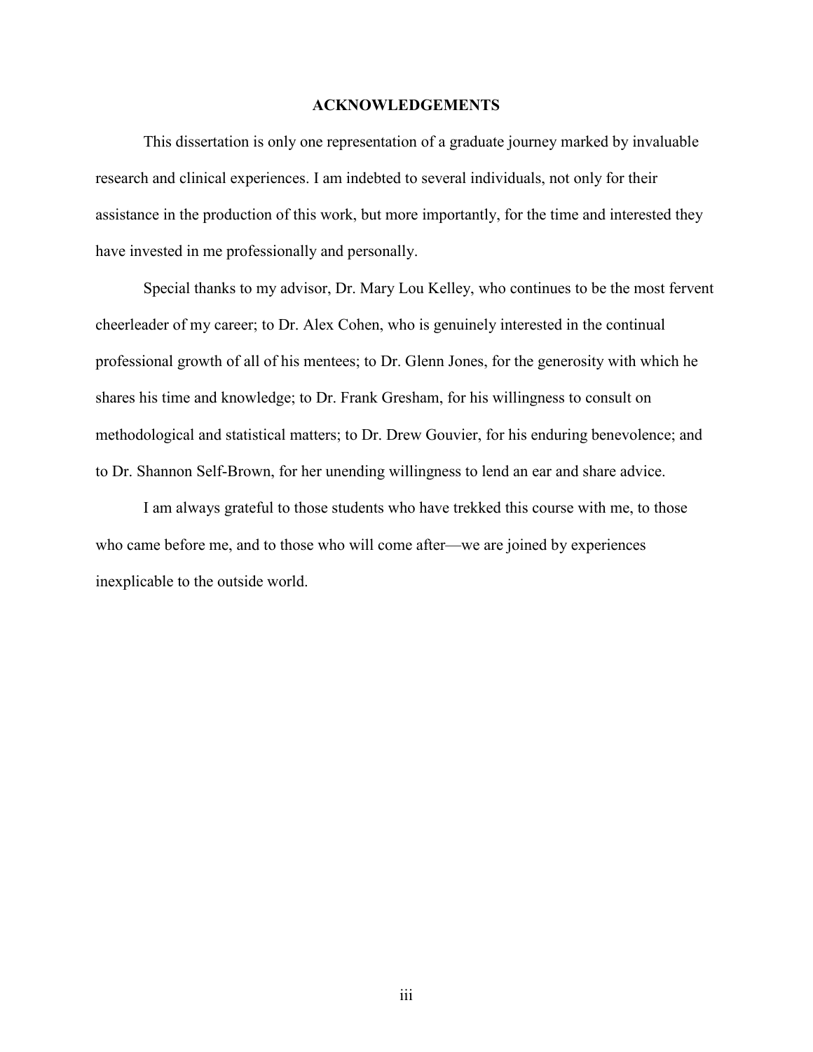# ACKNOWLEDGEMENTS

This dissertation is only one representation of a graduate journey marked by invaluable research and clinical experiences. I am indebted to several individuals, not only for their assistance in the production of this work, but more importantly, for the time and interested they have invested in me professionally and personally.

Special thanks to my advisor, Dr. Mary Lou Kelley, who continues to be the most fervent cheerleader of my career; to Dr. Alex Cohen, who is genuinely interested in the continual professional growth of all of his mentees; to Dr. Glenn Jones, for the generosity with which he shares his time and knowledge; to Dr. Frank Gresham, for his willingness to consult on methodological and statistical matters; to Dr. Drew Gouvier, for his enduring benevolence; and to Dr. Shannon Self-Brown, for her unending willingness to lend an ear and share advice.

I am always grateful to those students who have trekked this course with me, to those who came before me, and to those who will come after—we are joined by experiences inexplicable to the outside world.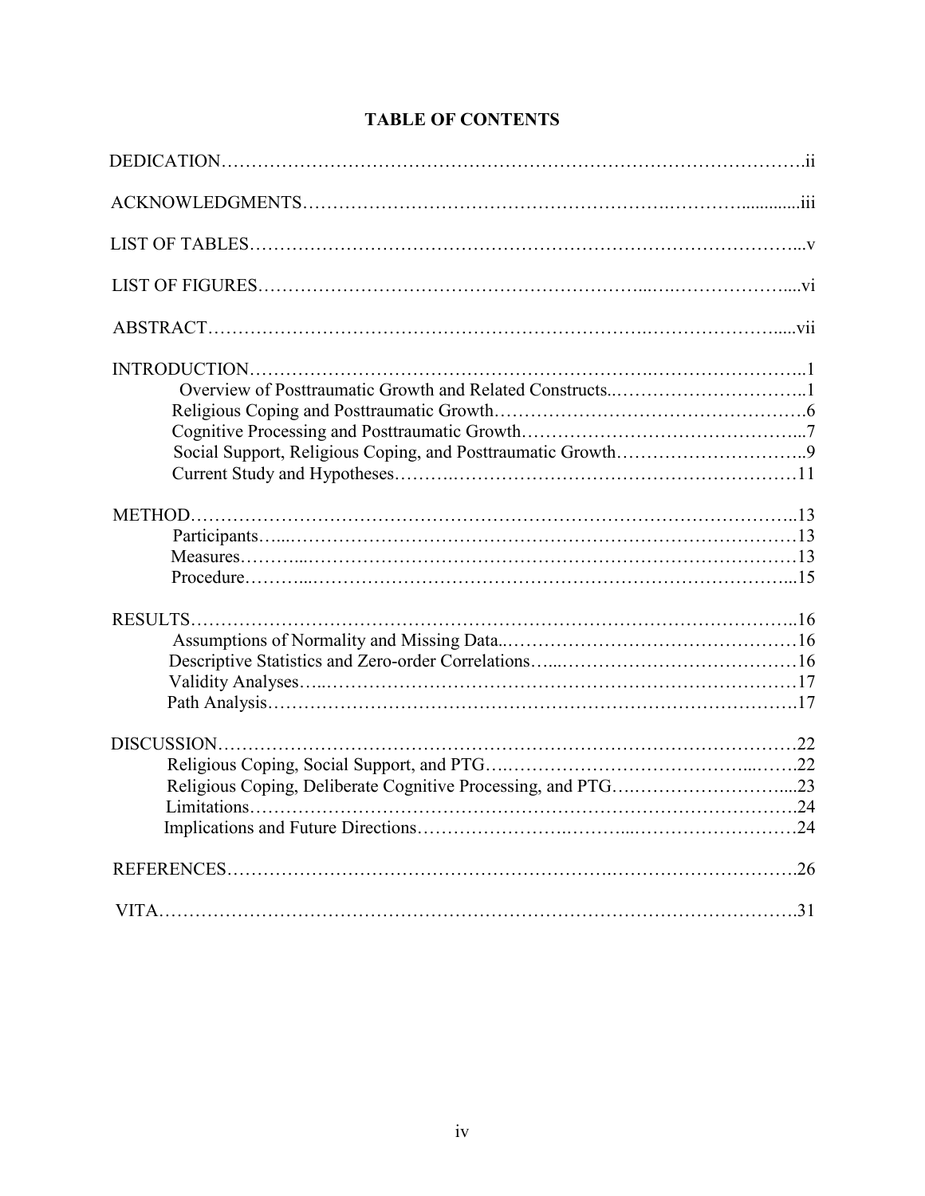# TABLE OF CONTENTS

DEDICATION……………………………………………………………………………….ii

ACKNOWLEDGMENTS……………………………………………………….…………............iii

LIST OF TABLES……………………………………………………………………………...v

LIST OF FIGURES……………………………………………………...….……………….....vi

ABSTRACT…………………………………………………………….…………………......vii

INTRODUCTION…………………………………………………….……………………..1
- Overview of Posttraumatic Growth and Related Constructs..…………………………..1
- Religious Coping and Posttraumatic Growth…………………………………………….6
- Cognitive Processing and Posttraumatic Growth………………………………………...7
- Social Support, Religious Coping, and Posttraumatic Growth…………………………..9
- Current Study and Hypotheses……….……………………………………………………11

METHOD…………………………………………………………………………………..13
- Participants…...…………………………………………………………………………13
- Measures………...……………………………………………………………………13
- Procedure………...……………………………………………………………………...15

RESULTS……………………………………………………………………………………..16
- Assumptions of Normality and Missing Data..…………………………………………16
- Descriptive Statistics and Zero-order Correlations…...…………………………………16
- Validity Analyses…..……………………………………………………………………17
- Path Analysis…………………………………………………………………………….17

DISCUSSION…….………………………….…………………….…………….……………22
- Religious Coping, Social Support, and PTG….……………………………………...……22
- Religious Coping, Deliberate Cognitive Processing, and PTG….……………………....23
- Limitations…………………………………………………………….…………………..24
- Implications and Future Directions…………………….………...………………………24

REFERENCES…………………………………………………….……………………….26

VITA……………………………………………………………………………………….31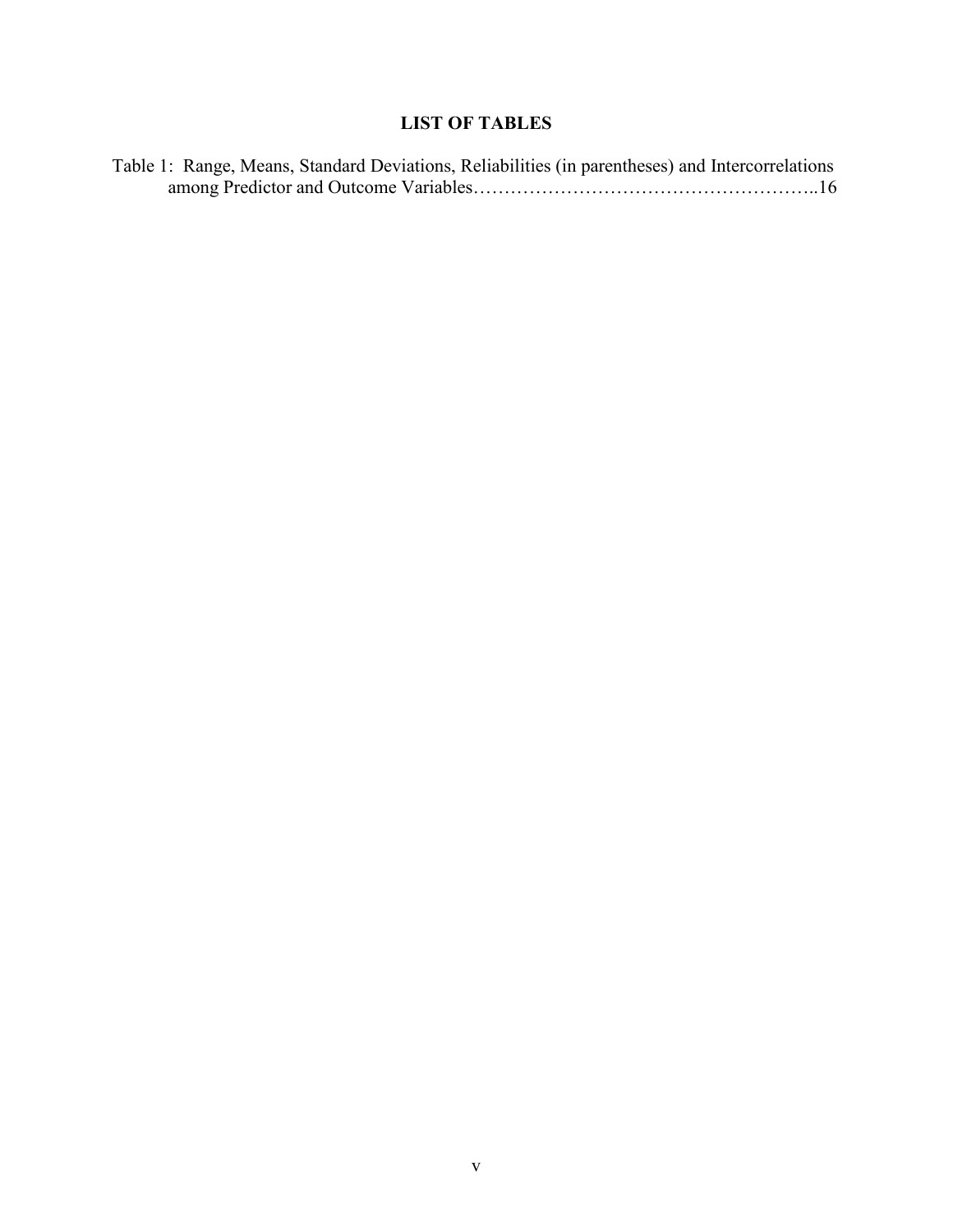# LIST OF TABLES

Table 1: Range, Means, Standard Deviations, Reliabilities (in parentheses) and Intercorrelations among Predictor and Outcome Variables……………………………………………..16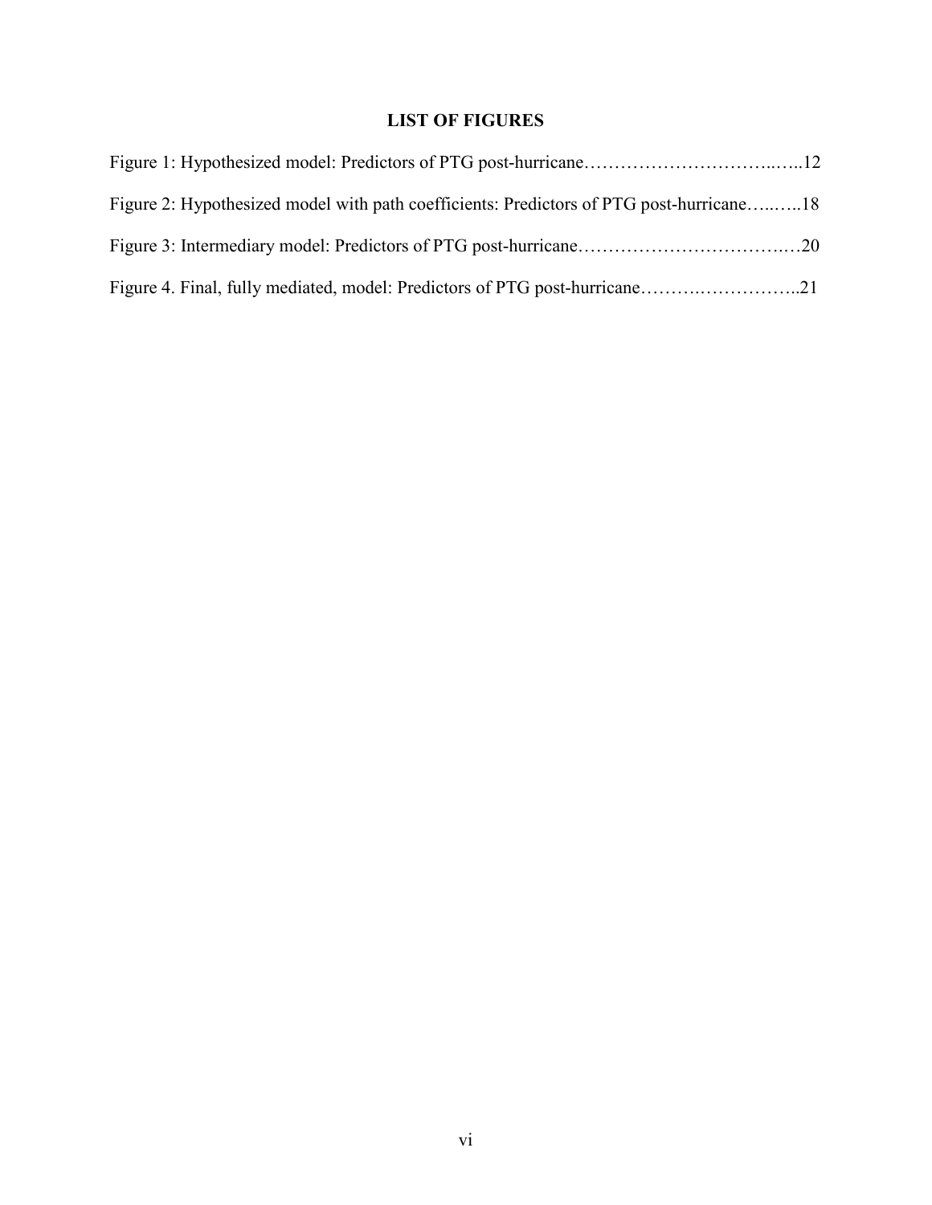## LIST OF FIGURES

Figure 1: Hypothesized model: Predictors of PTG post-hurricane……………………………..…..12

Figure 2: Hypothesized model with path coefficients: Predictors of PTG post-hurricane…..…..18

Figure 3: Intermediary model: Predictors of PTG post-hurricane……………………………..…20

Figure 4. Final, fully mediated, model: Predictors of PTG post-hurricane……….……………..21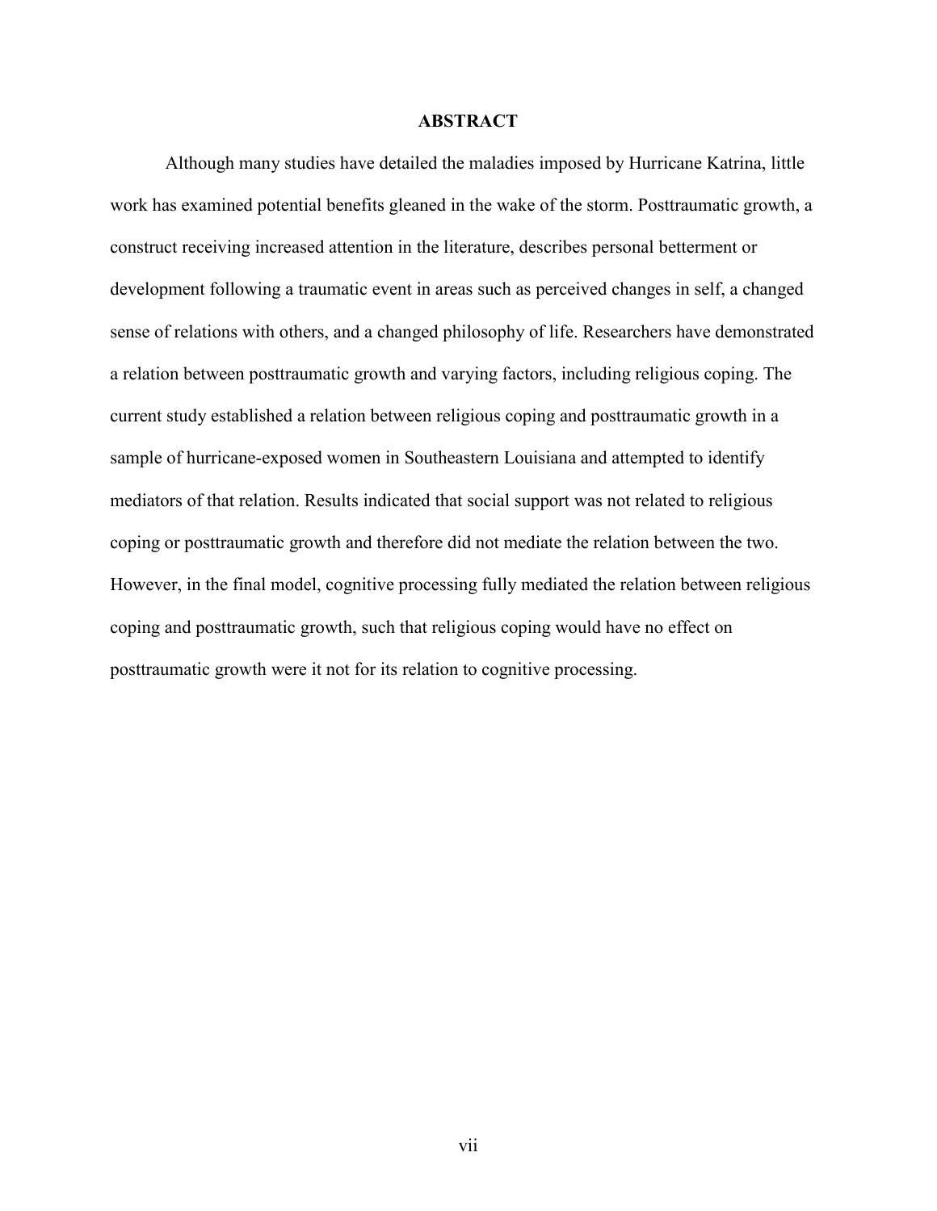# ABSTRACT

Although many studies have detailed the maladies imposed by Hurricane Katrina, little work has examined potential benefits gleaned in the wake of the storm. Posttraumatic growth, a construct receiving increased attention in the literature, describes personal betterment or development following a traumatic event in areas such as perceived changes in self, a changed sense of relations with others, and a changed philosophy of life. Researchers have demonstrated a relation between posttraumatic growth and varying factors, including religious coping. The current study established a relation between religious coping and posttraumatic growth in a sample of hurricane-exposed women in Southeastern Louisiana and attempted to identify mediators of that relation. Results indicated that social support was not related to religious coping or posttraumatic growth and therefore did not mediate the relation between the two. However, in the final model, cognitive processing fully mediated the relation between religious coping and posttraumatic growth, such that religious coping would have no effect on posttraumatic growth were it not for its relation to cognitive processing.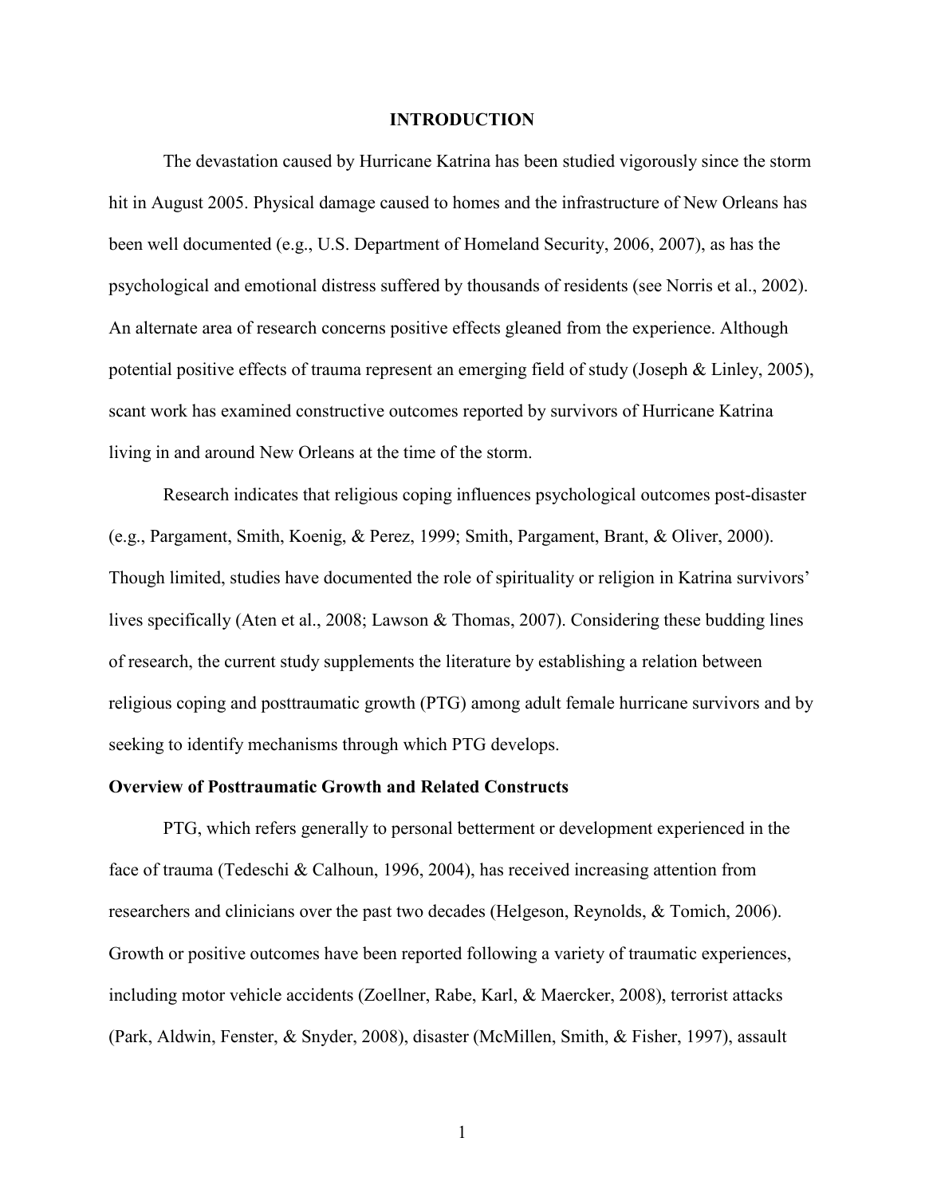# INTRODUCTION

The devastation caused by Hurricane Katrina has been studied vigorously since the storm hit in August 2005. Physical damage caused to homes and the infrastructure of New Orleans has been well documented (e.g., U.S. Department of Homeland Security, 2006, 2007), as has the psychological and emotional distress suffered by thousands of residents (see Norris et al., 2002). An alternate area of research concerns positive effects gleaned from the experience. Although potential positive effects of trauma represent an emerging field of study (Joseph & Linley, 2005), scant work has examined constructive outcomes reported by survivors of Hurricane Katrina living in and around New Orleans at the time of the storm.

Research indicates that religious coping influences psychological outcomes post-disaster (e.g., Pargament, Smith, Koenig, & Perez, 1999; Smith, Pargament, Brant, & Oliver, 2000). Though limited, studies have documented the role of spirituality or religion in Katrina survivors' lives specifically (Aten et al., 2008; Lawson & Thomas, 2007). Considering these budding lines of research, the current study supplements the literature by establishing a relation between religious coping and posttraumatic growth (PTG) among adult female hurricane survivors and by seeking to identify mechanisms through which PTG develops.

## Overview of Posttraumatic Growth and Related Constructs

PTG, which refers generally to personal betterment or development experienced in the face of trauma (Tedeschi & Calhoun, 1996, 2004), has received increasing attention from researchers and clinicians over the past two decades (Helgeson, Reynolds, & Tomich, 2006). Growth or positive outcomes have been reported following a variety of traumatic experiences, including motor vehicle accidents (Zoellner, Rabe, Karl, & Maercker, 2008), terrorist attacks (Park, Aldwin, Fenster, & Snyder, 2008), disaster (McMillen, Smith, & Fisher, 1997), assault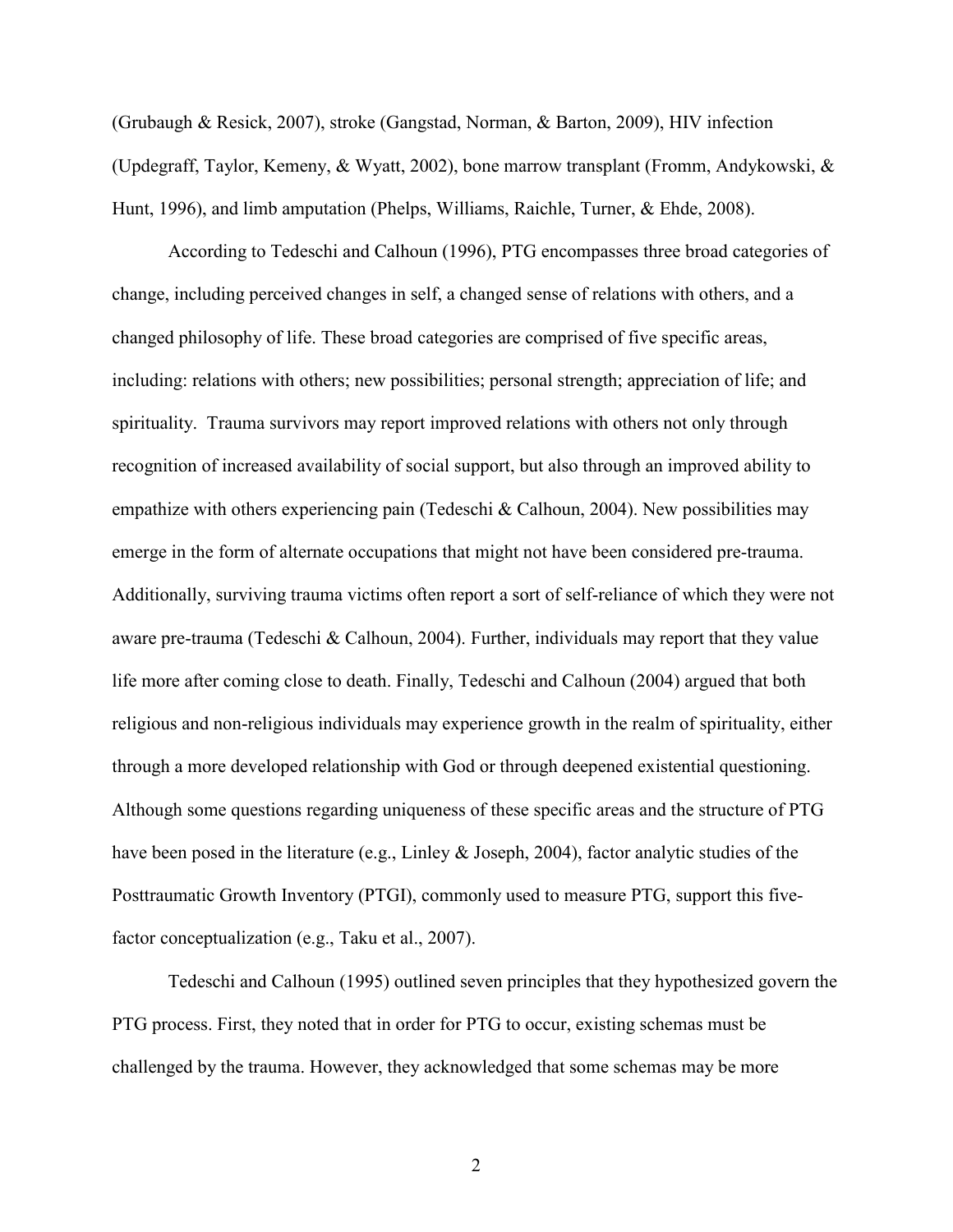(Grubaugh & Resick, 2007), stroke (Gangstad, Norman, & Barton, 2009), HIV infection (Updegraff, Taylor, Kemeny, & Wyatt, 2002), bone marrow transplant (Fromm, Andykowski, & Hunt, 1996), and limb amputation (Phelps, Williams, Raichle, Turner, & Ehde, 2008).

According to Tedeschi and Calhoun (1996), PTG encompasses three broad categories of change, including perceived changes in self, a changed sense of relations with others, and a changed philosophy of life. These broad categories are comprised of five specific areas, including: relations with others; new possibilities; personal strength; appreciation of life; and spirituality. Trauma survivors may report improved relations with others not only through recognition of increased availability of social support, but also through an improved ability to empathize with others experiencing pain (Tedeschi & Calhoun, 2004). New possibilities may emerge in the form of alternate occupations that might not have been considered pre-trauma. Additionally, surviving trauma victims often report a sort of self-reliance of which they were not aware pre-trauma (Tedeschi & Calhoun, 2004). Further, individuals may report that they value life more after coming close to death. Finally, Tedeschi and Calhoun (2004) argued that both religious and non-religious individuals may experience growth in the realm of spirituality, either through a more developed relationship with God or through deepened existential questioning. Although some questions regarding uniqueness of these specific areas and the structure of PTG have been posed in the literature (e.g., Linley & Joseph, 2004), factor analytic studies of the Posttraumatic Growth Inventory (PTGI), commonly used to measure PTG, support this five-factor conceptualization (e.g., Taku et al., 2007).

Tedeschi and Calhoun (1995) outlined seven principles that they hypothesized govern the PTG process. First, they noted that in order for PTG to occur, existing schemas must be challenged by the trauma. However, they acknowledged that some schemas may be more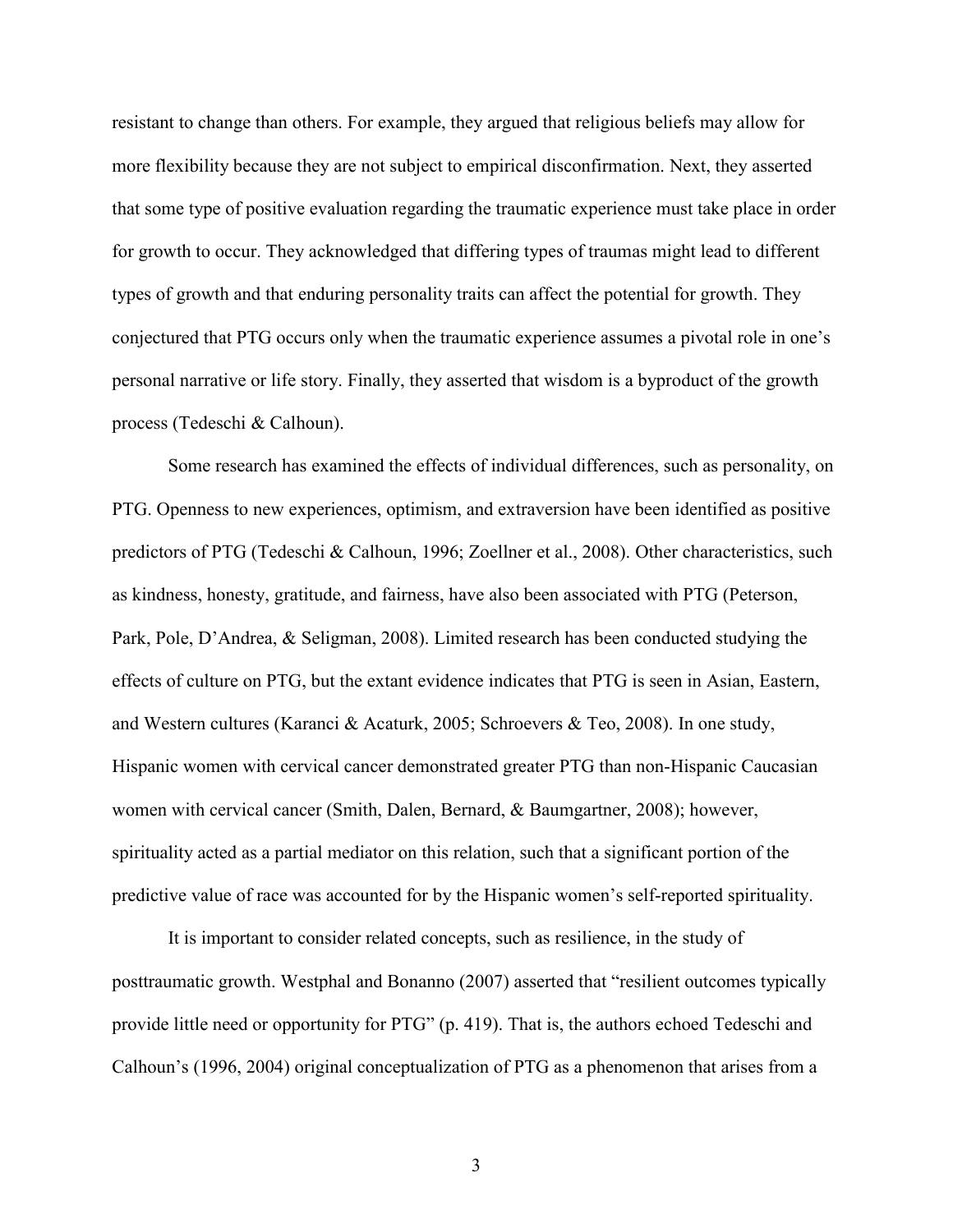resistant to change than others. For example, they argued that religious beliefs may allow for more flexibility because they are not subject to empirical disconfirmation. Next, they asserted that some type of positive evaluation regarding the traumatic experience must take place in order for growth to occur. They acknowledged that differing types of traumas might lead to different types of growth and that enduring personality traits can affect the potential for growth. They conjectured that PTG occurs only when the traumatic experience assumes a pivotal role in one's personal narrative or life story. Finally, they asserted that wisdom is a byproduct of the growth process (Tedeschi & Calhoun).

Some research has examined the effects of individual differences, such as personality, on PTG. Openness to new experiences, optimism, and extraversion have been identified as positive predictors of PTG (Tedeschi & Calhoun, 1996; Zoellner et al., 2008). Other characteristics, such as kindness, honesty, gratitude, and fairness, have also been associated with PTG (Peterson, Park, Pole, D'Andrea, & Seligman, 2008). Limited research has been conducted studying the effects of culture on PTG, but the extant evidence indicates that PTG is seen in Asian, Eastern, and Western cultures (Karanci & Acaturk, 2005; Schroevers & Teo, 2008). In one study, Hispanic women with cervical cancer demonstrated greater PTG than non-Hispanic Caucasian women with cervical cancer (Smith, Dalen, Bernard, & Baumgartner, 2008); however, spirituality acted as a partial mediator on this relation, such that a significant portion of the predictive value of race was accounted for by the Hispanic women's self-reported spirituality.

It is important to consider related concepts, such as resilience, in the study of posttraumatic growth. Westphal and Bonanno (2007) asserted that "resilient outcomes typically provide little need or opportunity for PTG" (p. 419). That is, the authors echoed Tedeschi and Calhoun's (1996, 2004) original conceptualization of PTG as a phenomenon that arises from a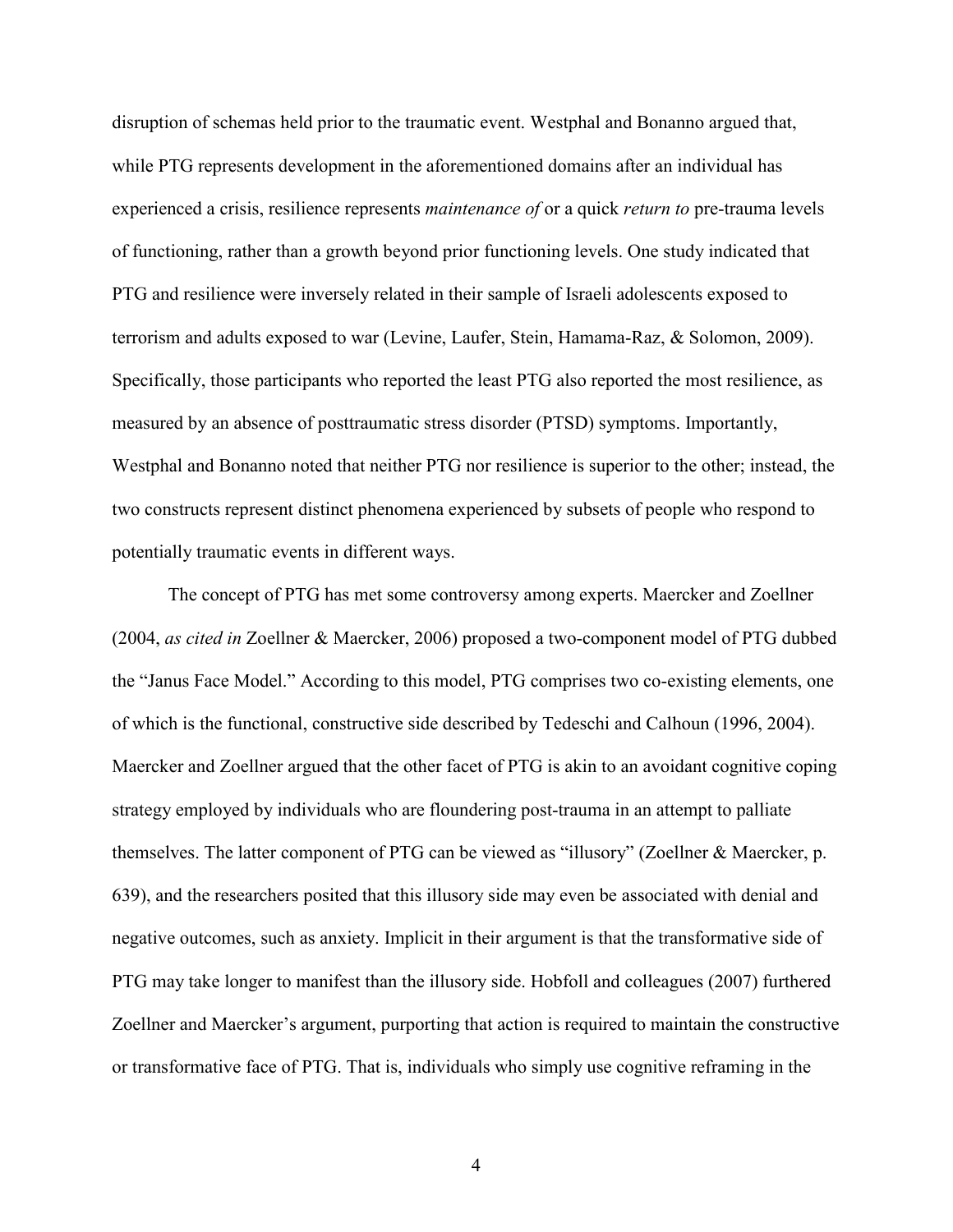disruption of schemas held prior to the traumatic event. Westphal and Bonanno argued that, while PTG represents development in the aforementioned domains after an individual has experienced a crisis, resilience represents *maintenance of* or a quick *return to* pre-trauma levels of functioning, rather than a growth beyond prior functioning levels. One study indicated that PTG and resilience were inversely related in their sample of Israeli adolescents exposed to terrorism and adults exposed to war (Levine, Laufer, Stein, Hamama-Raz, & Solomon, 2009). Specifically, those participants who reported the least PTG also reported the most resilience, as measured by an absence of posttraumatic stress disorder (PTSD) symptoms. Importantly, Westphal and Bonanno noted that neither PTG nor resilience is superior to the other; instead, the two constructs represent distinct phenomena experienced by subsets of people who respond to potentially traumatic events in different ways.

The concept of PTG has met some controversy among experts. Maercker and Zoellner (2004, *as cited in* Zoellner & Maercker, 2006) proposed a two-component model of PTG dubbed the "Janus Face Model." According to this model, PTG comprises two co-existing elements, one of which is the functional, constructive side described by Tedeschi and Calhoun (1996, 2004). Maercker and Zoellner argued that the other facet of PTG is akin to an avoidant cognitive coping strategy employed by individuals who are floundering post-trauma in an attempt to palliate themselves. The latter component of PTG can be viewed as "illusory" (Zoellner & Maercker, p. 639), and the researchers posited that this illusory side may even be associated with denial and negative outcomes, such as anxiety. Implicit in their argument is that the transformative side of PTG may take longer to manifest than the illusory side. Hobfoll and colleagues (2007) furthered Zoellner and Maercker's argument, purporting that action is required to maintain the constructive or transformative face of PTG. That is, individuals who simply use cognitive reframing in the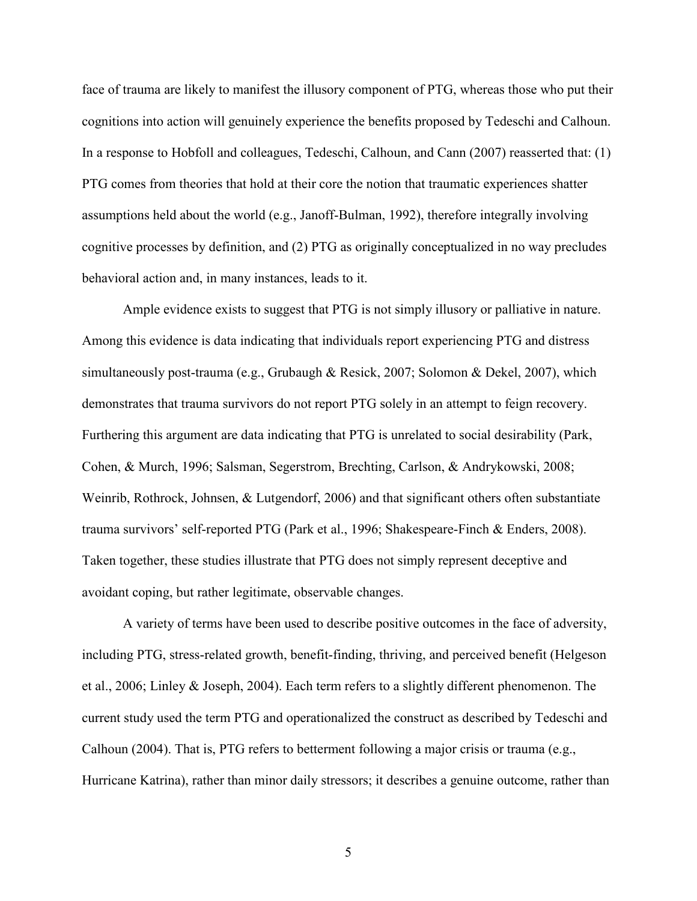face of trauma are likely to manifest the illusory component of PTG, whereas those who put their cognitions into action will genuinely experience the benefits proposed by Tedeschi and Calhoun. In a response to Hobfoll and colleagues, Tedeschi, Calhoun, and Cann (2007) reasserted that: (1) PTG comes from theories that hold at their core the notion that traumatic experiences shatter assumptions held about the world (e.g., Janoff-Bulman, 1992), therefore integrally involving cognitive processes by definition, and (2) PTG as originally conceptualized in no way precludes behavioral action and, in many instances, leads to it.

Ample evidence exists to suggest that PTG is not simply illusory or palliative in nature. Among this evidence is data indicating that individuals report experiencing PTG and distress simultaneously post-trauma (e.g., Grubaugh & Resick, 2007; Solomon & Dekel, 2007), which demonstrates that trauma survivors do not report PTG solely in an attempt to feign recovery. Furthering this argument are data indicating that PTG is unrelated to social desirability (Park, Cohen, & Murch, 1996; Salsman, Segerstrom, Brechting, Carlson, & Andrykowski, 2008; Weinrib, Rothrock, Johnsen, & Lutgendorf, 2006) and that significant others often substantiate trauma survivors' self-reported PTG (Park et al., 1996; Shakespeare-Finch & Enders, 2008). Taken together, these studies illustrate that PTG does not simply represent deceptive and avoidant coping, but rather legitimate, observable changes.

A variety of terms have been used to describe positive outcomes in the face of adversity, including PTG, stress-related growth, benefit-finding, thriving, and perceived benefit (Helgeson et al., 2006; Linley & Joseph, 2004). Each term refers to a slightly different phenomenon. The current study used the term PTG and operationalized the construct as described by Tedeschi and Calhoun (2004). That is, PTG refers to betterment following a major crisis or trauma (e.g., Hurricane Katrina), rather than minor daily stressors; it describes a genuine outcome, rather than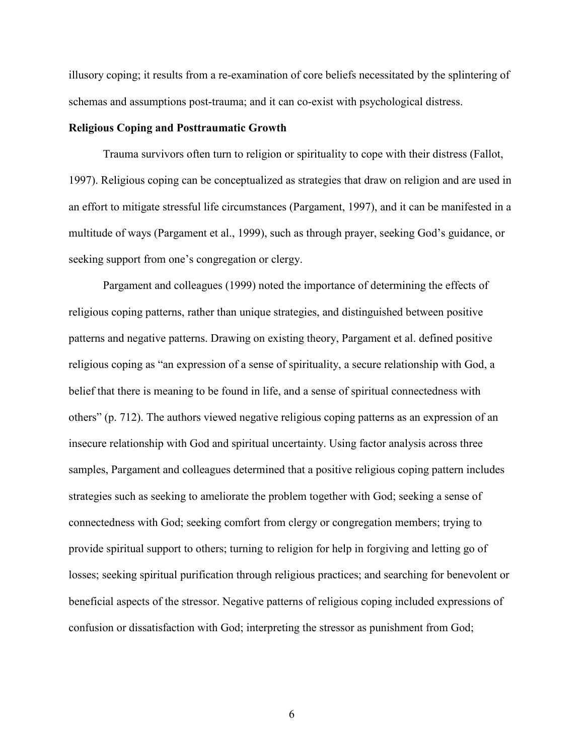illusory coping; it results from a re-examination of core beliefs necessitated by the splintering of schemas and assumptions post-trauma; and it can co-exist with psychological distress.

**Religious Coping and Posttraumatic Growth**

Trauma survivors often turn to religion or spirituality to cope with their distress (Fallot, 1997). Religious coping can be conceptualized as strategies that draw on religion and are used in an effort to mitigate stressful life circumstances (Pargament, 1997), and it can be manifested in a multitude of ways (Pargament et al., 1999), such as through prayer, seeking God's guidance, or seeking support from one's congregation or clergy.

Pargament and colleagues (1999) noted the importance of determining the effects of religious coping patterns, rather than unique strategies, and distinguished between positive patterns and negative patterns. Drawing on existing theory, Pargament et al. defined positive religious coping as "an expression of a sense of spirituality, a secure relationship with God, a belief that there is meaning to be found in life, and a sense of spiritual connectedness with others" (p. 712). The authors viewed negative religious coping patterns as an expression of an insecure relationship with God and spiritual uncertainty. Using factor analysis across three samples, Pargament and colleagues determined that a positive religious coping pattern includes strategies such as seeking to ameliorate the problem together with God; seeking a sense of connectedness with God; seeking comfort from clergy or congregation members; trying to provide spiritual support to others; turning to religion for help in forgiving and letting go of losses; seeking spiritual purification through religious practices; and searching for benevolent or beneficial aspects of the stressor. Negative patterns of religious coping included expressions of confusion or dissatisfaction with God; interpreting the stressor as punishment from God;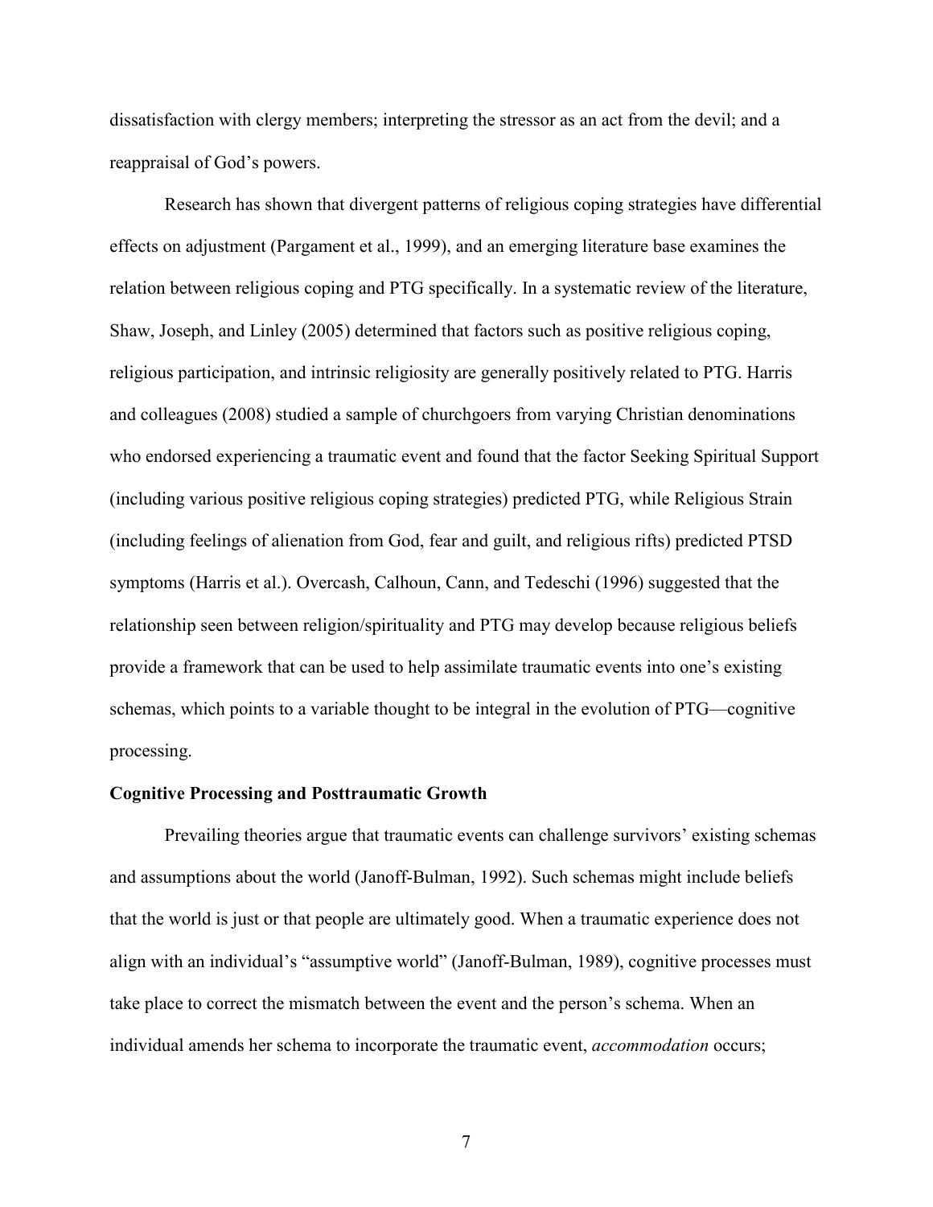dissatisfaction with clergy members; interpreting the stressor as an act from the devil; and a reappraisal of God's powers.

Research has shown that divergent patterns of religious coping strategies have differential effects on adjustment (Pargament et al., 1999), and an emerging literature base examines the relation between religious coping and PTG specifically. In a systematic review of the literature, Shaw, Joseph, and Linley (2005) determined that factors such as positive religious coping, religious participation, and intrinsic religiosity are generally positively related to PTG. Harris and colleagues (2008) studied a sample of churchgoers from varying Christian denominations who endorsed experiencing a traumatic event and found that the factor Seeking Spiritual Support (including various positive religious coping strategies) predicted PTG, while Religious Strain (including feelings of alienation from God, fear and guilt, and religious rifts) predicted PTSD symptoms (Harris et al.). Overcash, Calhoun, Cann, and Tedeschi (1996) suggested that the relationship seen between religion/spirituality and PTG may develop because religious beliefs provide a framework that can be used to help assimilate traumatic events into one's existing schemas, which points to a variable thought to be integral in the evolution of PTG—cognitive processing.

**Cognitive Processing and Posttraumatic Growth**

Prevailing theories argue that traumatic events can challenge survivors' existing schemas and assumptions about the world (Janoff-Bulman, 1992). Such schemas might include beliefs that the world is just or that people are ultimately good. When a traumatic experience does not align with an individual's "assumptive world" (Janoff-Bulman, 1989), cognitive processes must take place to correct the mismatch between the event and the person's schema. When an individual amends her schema to incorporate the traumatic event, *accommodation* occurs;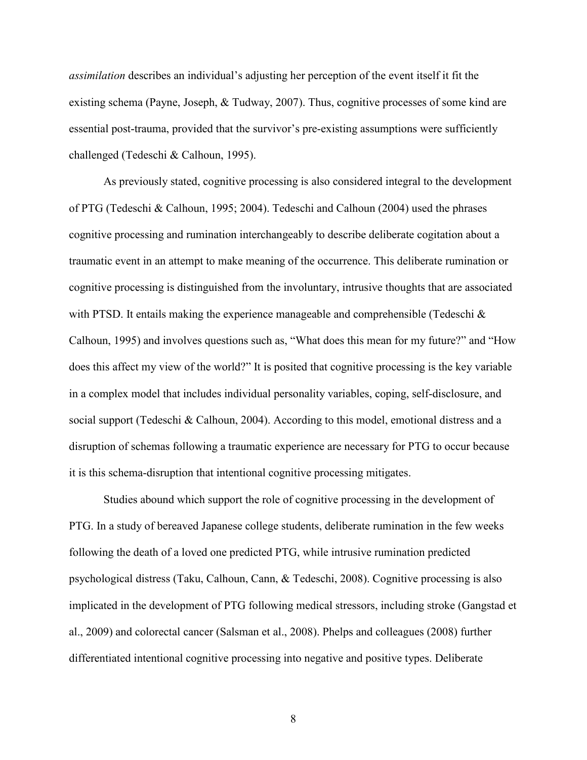*assimilation* describes an individual's adjusting her perception of the event itself it fit the existing schema (Payne, Joseph, & Tudway, 2007). Thus, cognitive processes of some kind are essential post-trauma, provided that the survivor's pre-existing assumptions were sufficiently challenged (Tedeschi & Calhoun, 1995).

As previously stated, cognitive processing is also considered integral to the development of PTG (Tedeschi & Calhoun, 1995; 2004). Tedeschi and Calhoun (2004) used the phrases cognitive processing and rumination interchangeably to describe deliberate cogitation about a traumatic event in an attempt to make meaning of the occurrence. This deliberate rumination or cognitive processing is distinguished from the involuntary, intrusive thoughts that are associated with PTSD. It entails making the experience manageable and comprehensible (Tedeschi & Calhoun, 1995) and involves questions such as, "What does this mean for my future?" and "How does this affect my view of the world?" It is posited that cognitive processing is the key variable in a complex model that includes individual personality variables, coping, self-disclosure, and social support (Tedeschi & Calhoun, 2004). According to this model, emotional distress and a disruption of schemas following a traumatic experience are necessary for PTG to occur because it is this schema-disruption that intentional cognitive processing mitigates.

Studies abound which support the role of cognitive processing in the development of PTG. In a study of bereaved Japanese college students, deliberate rumination in the few weeks following the death of a loved one predicted PTG, while intrusive rumination predicted psychological distress (Taku, Calhoun, Cann, & Tedeschi, 2008). Cognitive processing is also implicated in the development of PTG following medical stressors, including stroke (Gangstad et al., 2009) and colorectal cancer (Salsman et al., 2008). Phelps and colleagues (2008) further differentiated intentional cognitive processing into negative and positive types. Deliberate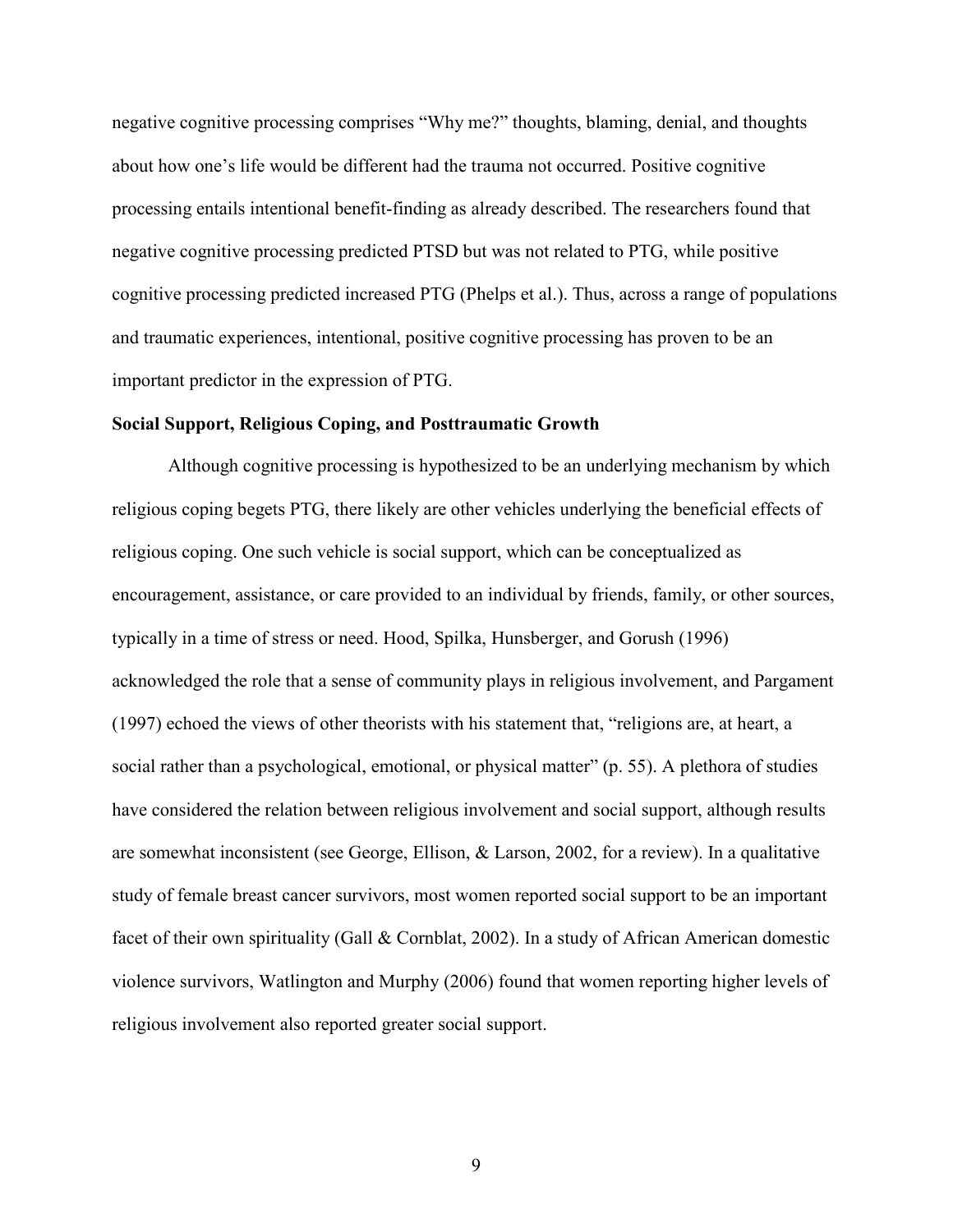negative cognitive processing comprises "Why me?" thoughts, blaming, denial, and thoughts about how one's life would be different had the trauma not occurred. Positive cognitive processing entails intentional benefit-finding as already described. The researchers found that negative cognitive processing predicted PTSD but was not related to PTG, while positive cognitive processing predicted increased PTG (Phelps et al.). Thus, across a range of populations and traumatic experiences, intentional, positive cognitive processing has proven to be an important predictor in the expression of PTG.

### Social Support, Religious Coping, and Posttraumatic Growth

Although cognitive processing is hypothesized to be an underlying mechanism by which religious coping begets PTG, there likely are other vehicles underlying the beneficial effects of religious coping. One such vehicle is social support, which can be conceptualized as encouragement, assistance, or care provided to an individual by friends, family, or other sources, typically in a time of stress or need. Hood, Spilka, Hunsberger, and Gorush (1996) acknowledged the role that a sense of community plays in religious involvement, and Pargament (1997) echoed the views of other theorists with his statement that, "religions are, at heart, a social rather than a psychological, emotional, or physical matter" (p. 55). A plethora of studies have considered the relation between religious involvement and social support, although results are somewhat inconsistent (see George, Ellison, & Larson, 2002, for a review). In a qualitative study of female breast cancer survivors, most women reported social support to be an important facet of their own spirituality (Gall & Cornblat, 2002). In a study of African American domestic violence survivors, Watlington and Murphy (2006) found that women reporting higher levels of religious involvement also reported greater social support.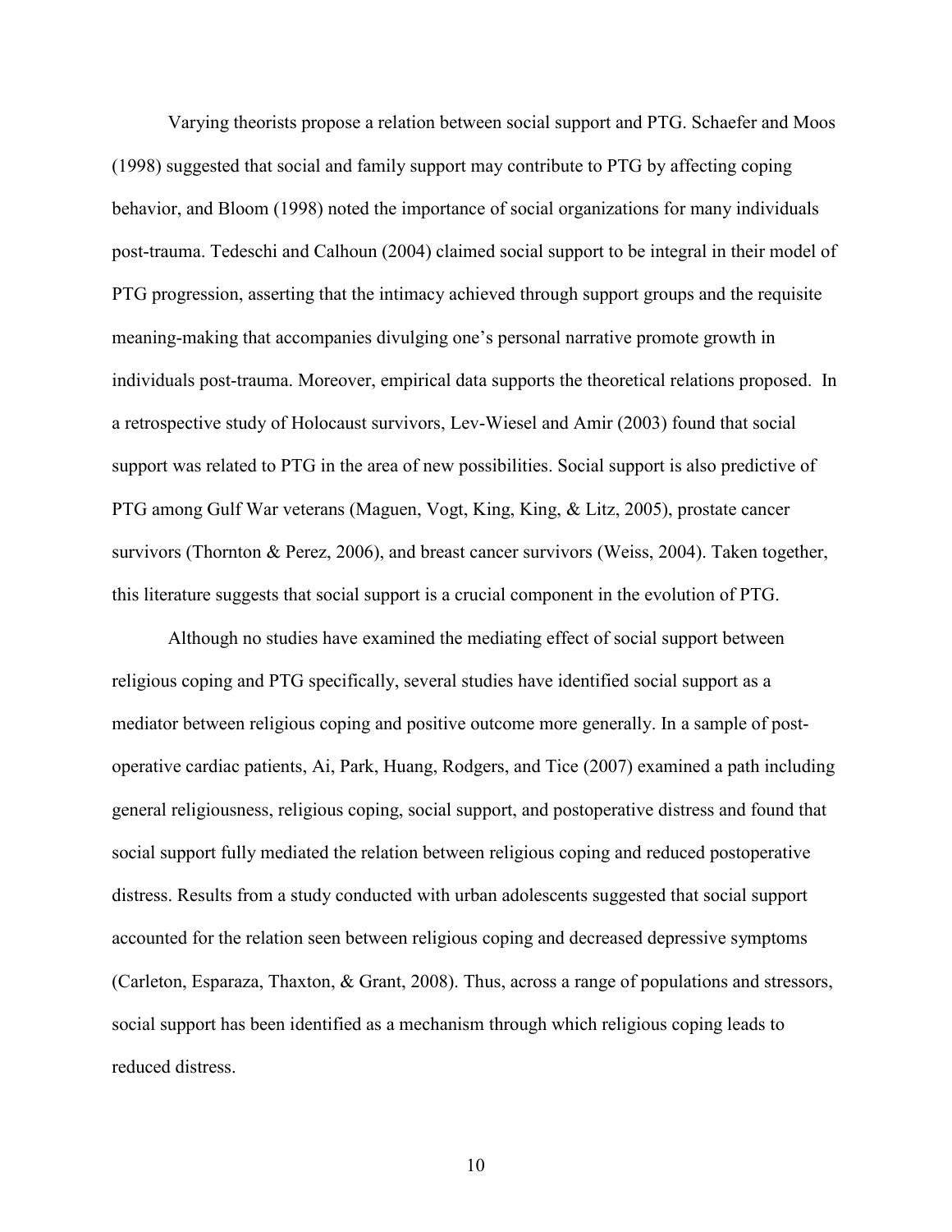Varying theorists propose a relation between social support and PTG. Schaefer and Moos (1998) suggested that social and family support may contribute to PTG by affecting coping behavior, and Bloom (1998) noted the importance of social organizations for many individuals post-trauma. Tedeschi and Calhoun (2004) claimed social support to be integral in their model of PTG progression, asserting that the intimacy achieved through support groups and the requisite meaning-making that accompanies divulging one's personal narrative promote growth in individuals post-trauma. Moreover, empirical data supports the theoretical relations proposed. In a retrospective study of Holocaust survivors, Lev-Wiesel and Amir (2003) found that social support was related to PTG in the area of new possibilities. Social support is also predictive of PTG among Gulf War veterans (Maguen, Vogt, King, King, & Litz, 2005), prostate cancer survivors (Thornton & Perez, 2006), and breast cancer survivors (Weiss, 2004). Taken together, this literature suggests that social support is a crucial component in the evolution of PTG.

Although no studies have examined the mediating effect of social support between religious coping and PTG specifically, several studies have identified social support as a mediator between religious coping and positive outcome more generally. In a sample of post-operative cardiac patients, Ai, Park, Huang, Rodgers, and Tice (2007) examined a path including general religiousness, religious coping, social support, and postoperative distress and found that social support fully mediated the relation between religious coping and reduced postoperative distress. Results from a study conducted with urban adolescents suggested that social support accounted for the relation seen between religious coping and decreased depressive symptoms (Carleton, Esparaza, Thaxton, & Grant, 2008). Thus, across a range of populations and stressors, social support has been identified as a mechanism through which religious coping leads to reduced distress.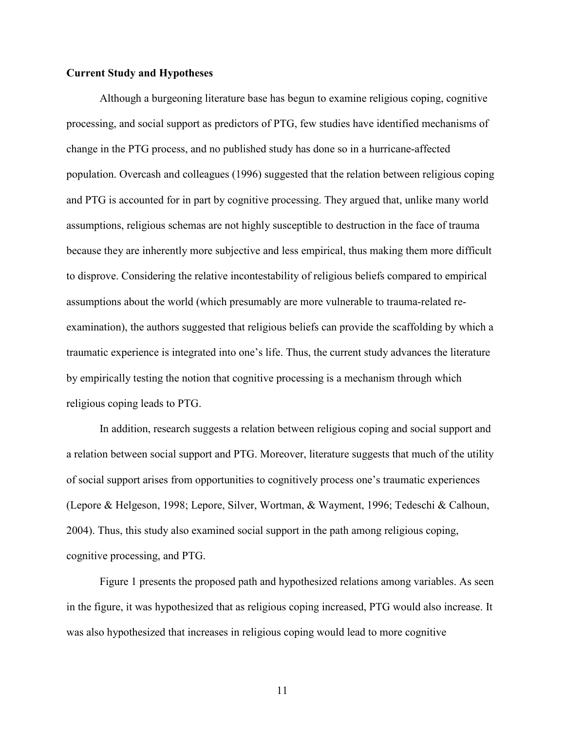**Current Study and Hypotheses**

Although a burgeoning literature base has begun to examine religious coping, cognitive processing, and social support as predictors of PTG, few studies have identified mechanisms of change in the PTG process, and no published study has done so in a hurricane-affected population. Overcash and colleagues (1996) suggested that the relation between religious coping and PTG is accounted for in part by cognitive processing. They argued that, unlike many world assumptions, religious schemas are not highly susceptible to destruction in the face of trauma because they are inherently more subjective and less empirical, thus making them more difficult to disprove. Considering the relative incontestability of religious beliefs compared to empirical assumptions about the world (which presumably are more vulnerable to trauma-related re-examination), the authors suggested that religious beliefs can provide the scaffolding by which a traumatic experience is integrated into one's life. Thus, the current study advances the literature by empirically testing the notion that cognitive processing is a mechanism through which religious coping leads to PTG.

In addition, research suggests a relation between religious coping and social support and a relation between social support and PTG. Moreover, literature suggests that much of the utility of social support arises from opportunities to cognitively process one's traumatic experiences (Lepore & Helgeson, 1998; Lepore, Silver, Wortman, & Wayment, 1996; Tedeschi & Calhoun, 2004). Thus, this study also examined social support in the path among religious coping, cognitive processing, and PTG.

Figure 1 presents the proposed path and hypothesized relations among variables. As seen in the figure, it was hypothesized that as religious coping increased, PTG would also increase. It was also hypothesized that increases in religious coping would lead to more cognitive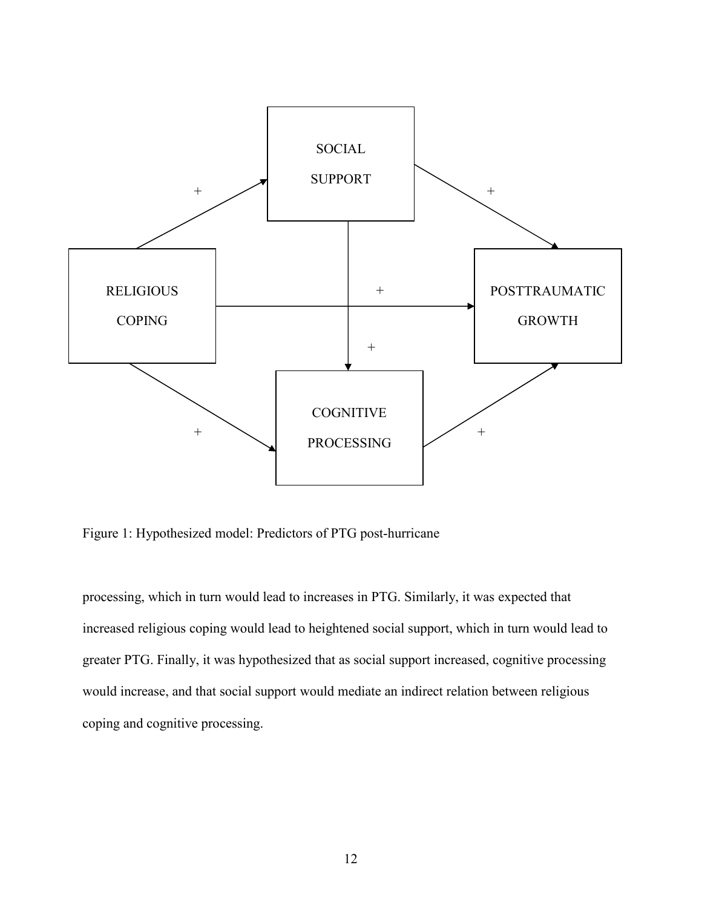Figure 1: Hypothesized model: Predictors of PTG post-hurricane

processing, which in turn would lead to increases in PTG. Similarly, it was expected that increased religious coping would lead to heightened social support, which in turn would lead to greater PTG. Finally, it was hypothesized that as social support increased, cognitive processing would increase, and that social support would mediate an indirect relation between religious coping and cognitive processing.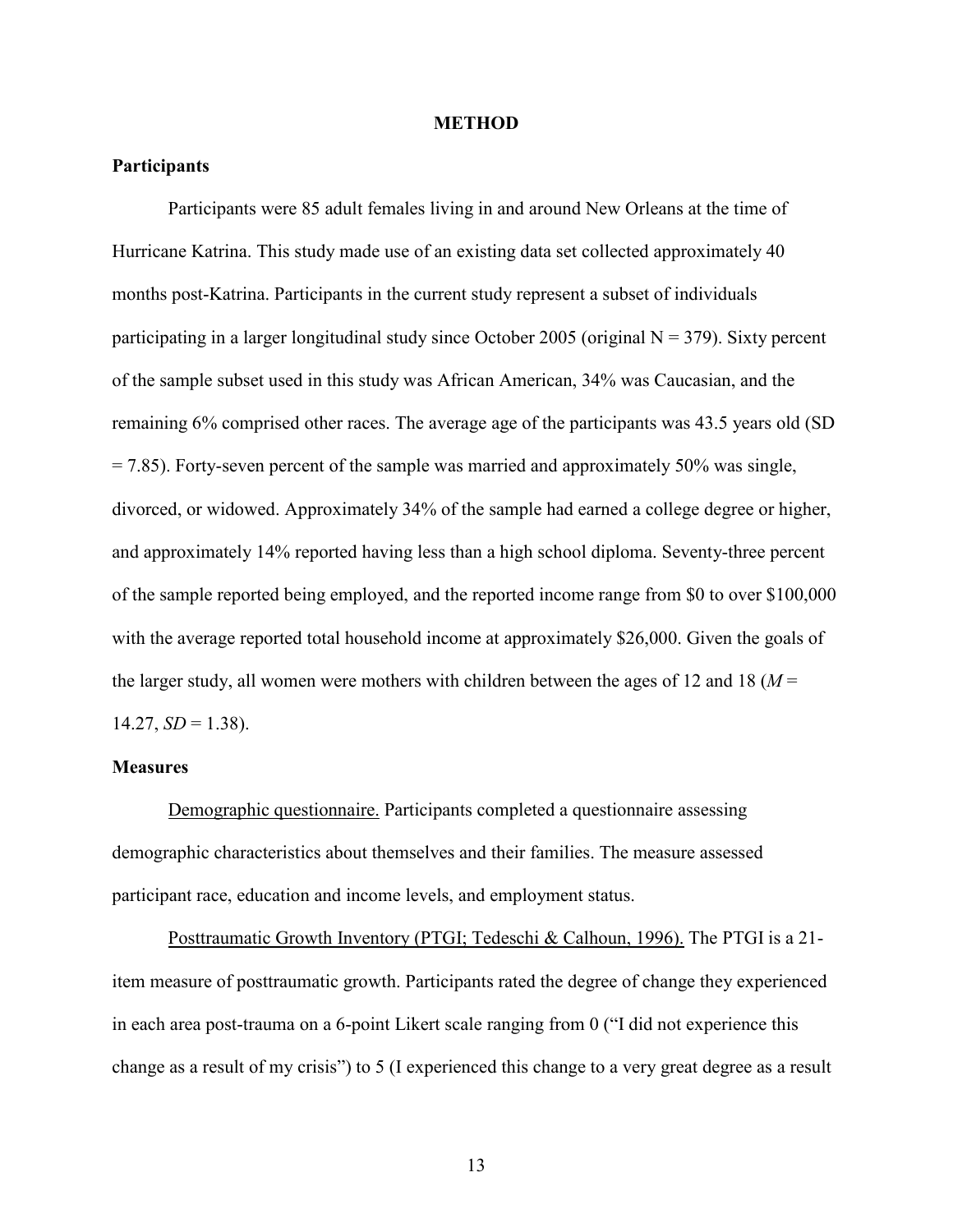# METHOD

## Participants

Participants were 85 adult females living in and around New Orleans at the time of Hurricane Katrina. This study made use of an existing data set collected approximately 40 months post-Katrina. Participants in the current study represent a subset of individuals participating in a larger longitudinal study since October 2005 (original N = 379). Sixty percent of the sample subset used in this study was African American, 34% was Caucasian, and the remaining 6% comprised other races. The average age of the participants was 43.5 years old (SD = 7.85). Forty-seven percent of the sample was married and approximately 50% was single, divorced, or widowed. Approximately 34% of the sample had earned a college degree or higher, and approximately 14% reported having less than a high school diploma. Seventy-three percent of the sample reported being employed, and the reported income range from $0 to over $100,000 with the average reported total household income at approximately $26,000. Given the goals of the larger study, all women were mothers with children between the ages of 12 and 18 (*M* = 14.27, *SD* = 1.38).

## Measures

Demographic questionnaire. Participants completed a questionnaire assessing demographic characteristics about themselves and their families. The measure assessed participant race, education and income levels, and employment status.

Posttraumatic Growth Inventory (PTGI; Tedeschi & Calhoun, 1996). The PTGI is a 21-item measure of posttraumatic growth. Participants rated the degree of change they experienced in each area post-trauma on a 6-point Likert scale ranging from 0 ("I did not experience this change as a result of my crisis") to 5 (I experienced this change to a very great degree as a result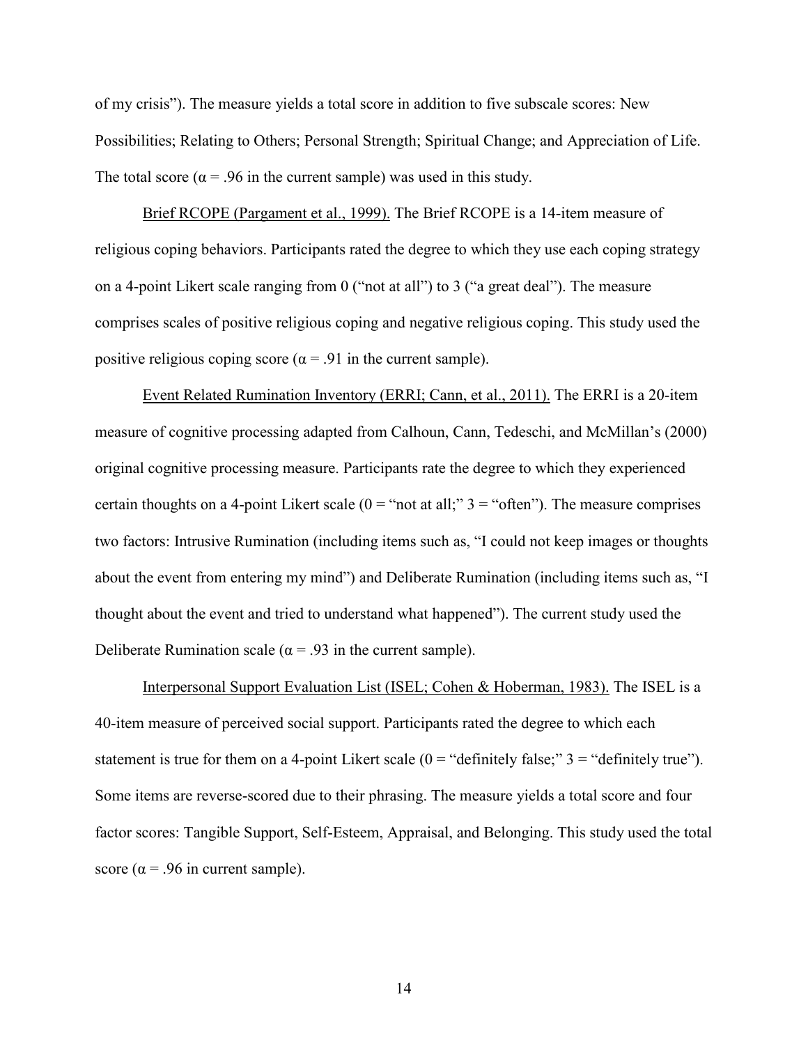of my crisis"). The measure yields a total score in addition to five subscale scores: New Possibilities; Relating to Others; Personal Strength; Spiritual Change; and Appreciation of Life. The total score ($\alpha = .96$ in the current sample) was used in this study.

Brief RCOPE (Pargament et al., 1999). The Brief RCOPE is a 14-item measure of religious coping behaviors. Participants rated the degree to which they use each coping strategy on a 4-point Likert scale ranging from 0 ("not at all") to 3 ("a great deal"). The measure comprises scales of positive religious coping and negative religious coping. This study used the positive religious coping score ($\alpha = .91$ in the current sample).

Event Related Rumination Inventory (ERRI; Cann, et al., 2011). The ERRI is a 20-item measure of cognitive processing adapted from Calhoun, Cann, Tedeschi, and McMillan's (2000) original cognitive processing measure. Participants rate the degree to which they experienced certain thoughts on a 4-point Likert scale (0 = "not at all;" 3 = "often"). The measure comprises two factors: Intrusive Rumination (including items such as, "I could not keep images or thoughts about the event from entering my mind") and Deliberate Rumination (including items such as, "I thought about the event and tried to understand what happened"). The current study used the Deliberate Rumination scale ($\alpha = .93$ in the current sample).

Interpersonal Support Evaluation List (ISEL; Cohen & Hoberman, 1983). The ISEL is a 40-item measure of perceived social support. Participants rated the degree to which each statement is true for them on a 4-point Likert scale (0 = "definitely false;" 3 = "definitely true"). Some items are reverse-scored due to their phrasing. The measure yields a total score and four factor scores: Tangible Support, Self-Esteem, Appraisal, and Belonging. This study used the total score ($\alpha = .96$ in current sample).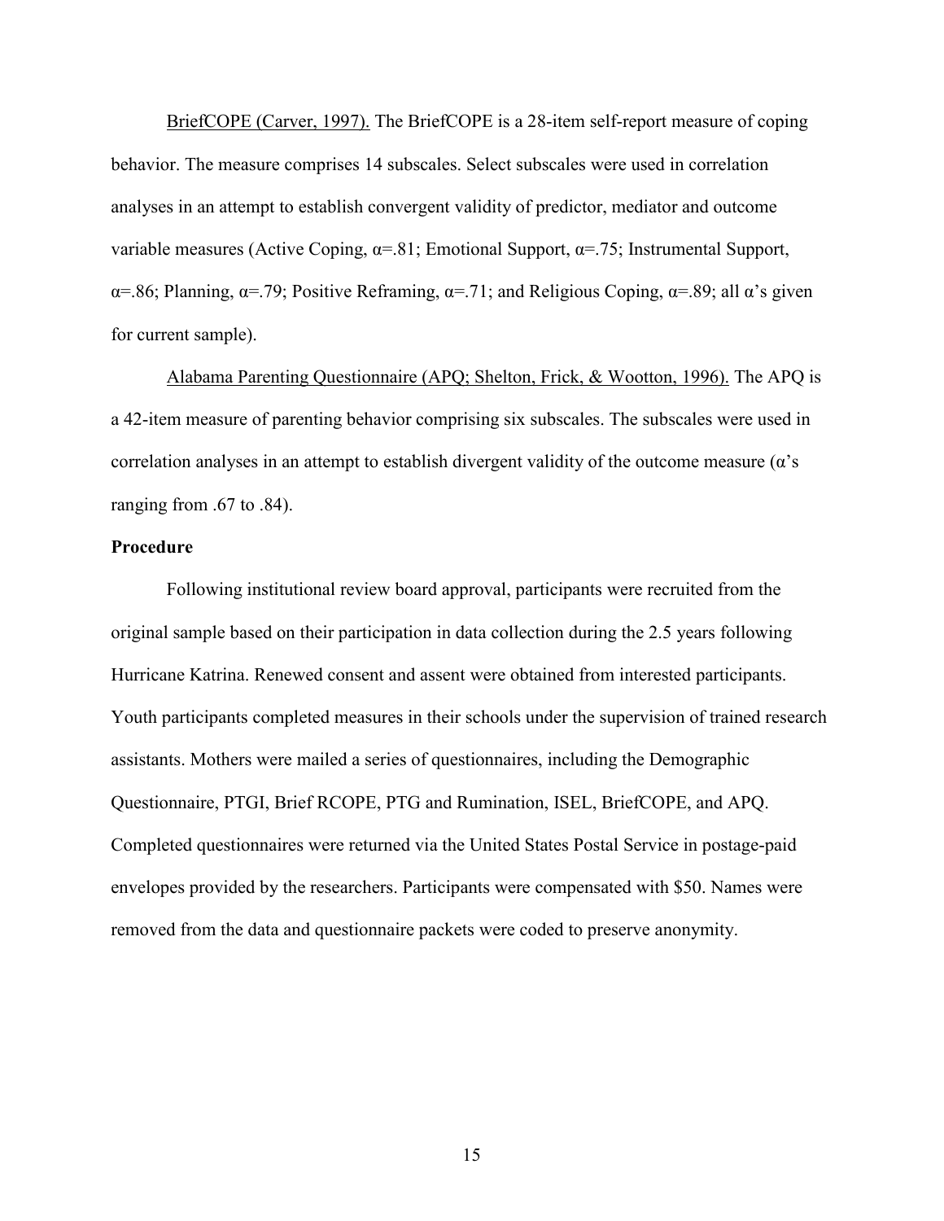<u>BriefCOPE (Carver, 1997).</u> The BriefCOPE is a 28-item self-report measure of coping behavior. The measure comprises 14 subscales. Select subscales were used in correlation analyses in an attempt to establish convergent validity of predictor, mediator and outcome variable measures (Active Coping, $\alpha$=.81; Emotional Support, $\alpha$=.75; Instrumental Support, $\alpha$=.86; Planning, $\alpha$=.79; Positive Reframing, $\alpha$=.71; and Religious Coping, $\alpha$=.89; all $\alpha$'s given for current sample).

<u>Alabama Parenting Questionnaire (APQ; Shelton, Frick, & Wootton, 1996).</u> The APQ is a 42-item measure of parenting behavior comprising six subscales. The subscales were used in correlation analyses in an attempt to establish divergent validity of the outcome measure ($\alpha$'s ranging from .67 to .84).

**Procedure**

Following institutional review board approval, participants were recruited from the original sample based on their participation in data collection during the 2.5 years following Hurricane Katrina. Renewed consent and assent were obtained from interested participants. Youth participants completed measures in their schools under the supervision of trained research assistants. Mothers were mailed a series of questionnaires, including the Demographic Questionnaire, PTGI, Brief RCOPE, PTG and Rumination, ISEL, BriefCOPE, and APQ. Completed questionnaires were returned via the United States Postal Service in postage-paid envelopes provided by the researchers. Participants were compensated with $50. Names were removed from the data and questionnaire packets were coded to preserve anonymity.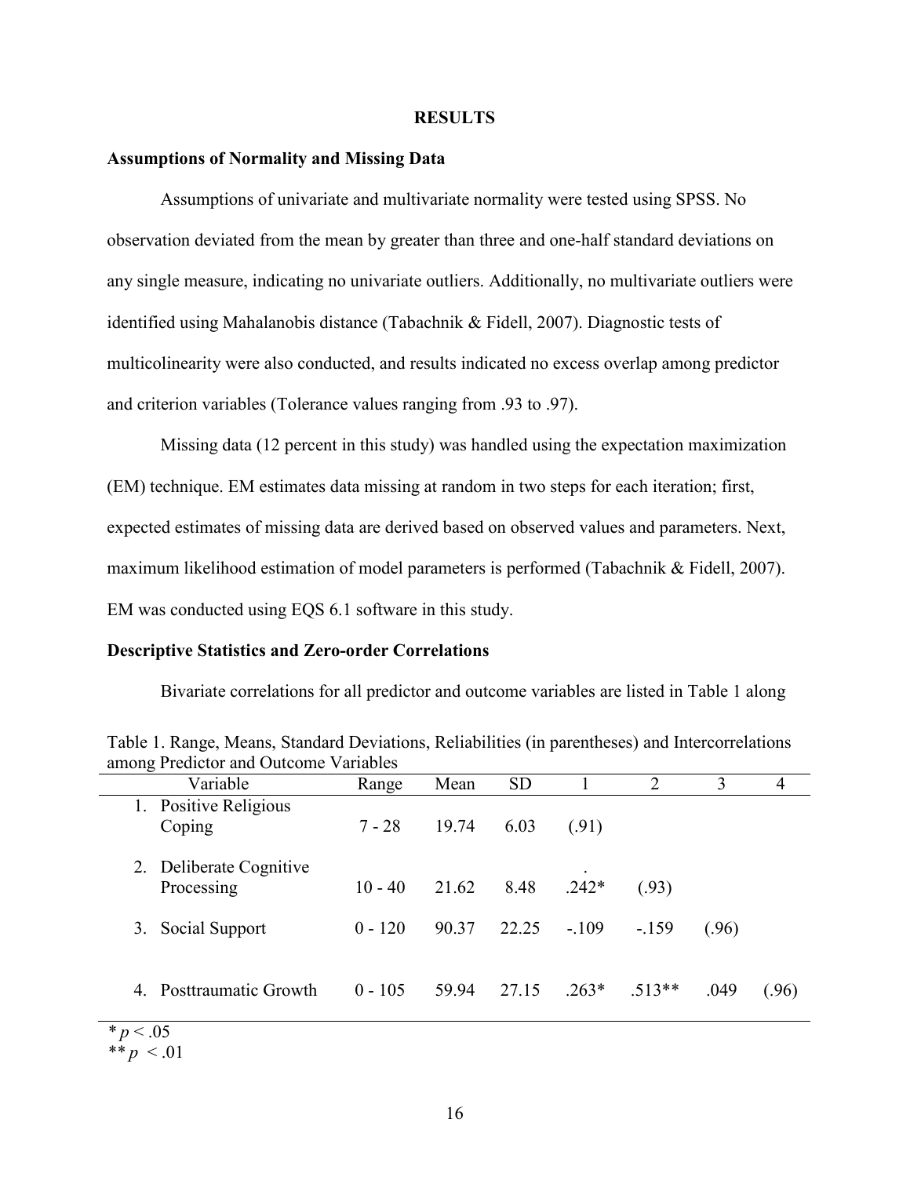# RESULTS

## Assumptions of Normality and Missing Data

Assumptions of univariate and multivariate normality were tested using SPSS. No observation deviated from the mean by greater than three and one-half standard deviations on any single measure, indicating no univariate outliers. Additionally, no multivariate outliers were identified using Mahalanobis distance (Tabachnik & Fidell, 2007). Diagnostic tests of multicolinearity were also conducted, and results indicated no excess overlap among predictor and criterion variables (Tolerance values ranging from .93 to .97).

Missing data (12 percent in this study) was handled using the expectation maximization (EM) technique. EM estimates data missing at random in two steps for each iteration; first, expected estimates of missing data are derived based on observed values and parameters. Next, maximum likelihood estimation of model parameters is performed (Tabachnik & Fidell, 2007). EM was conducted using EQS 6.1 software in this study.

## Descriptive Statistics and Zero-order Correlations

Bivariate correlations for all predictor and outcome variables are listed in Table 1 along

Table 1. Range, Means, Standard Deviations, Reliabilities (in parentheses) and Intercorrelations among Predictor and Outcome Variables

| Variable | Range | Mean | SD | 1 | 2 | 3 | 4 |
|---|---|---|---|---|---|---|---|
| 1. Positive Religious Coping | 7 - 28 | 19.74 | 6.03 | (.91) | | | |
| 2. Deliberate Cognitive Processing | 10 - 40 | 21.62 | 8.48 | .242* | (.93) | | |
| 3. Social Support | 0 - 120 | 90.37 | 22.25 | -.109 | -.159 | (.96) | |
| 4. Posttraumatic Growth | 0 - 105 | 59.94 | 27.15 | .263* | .513** | .049 | (.96) |

\* $p < .05$

\*\* $p < .01$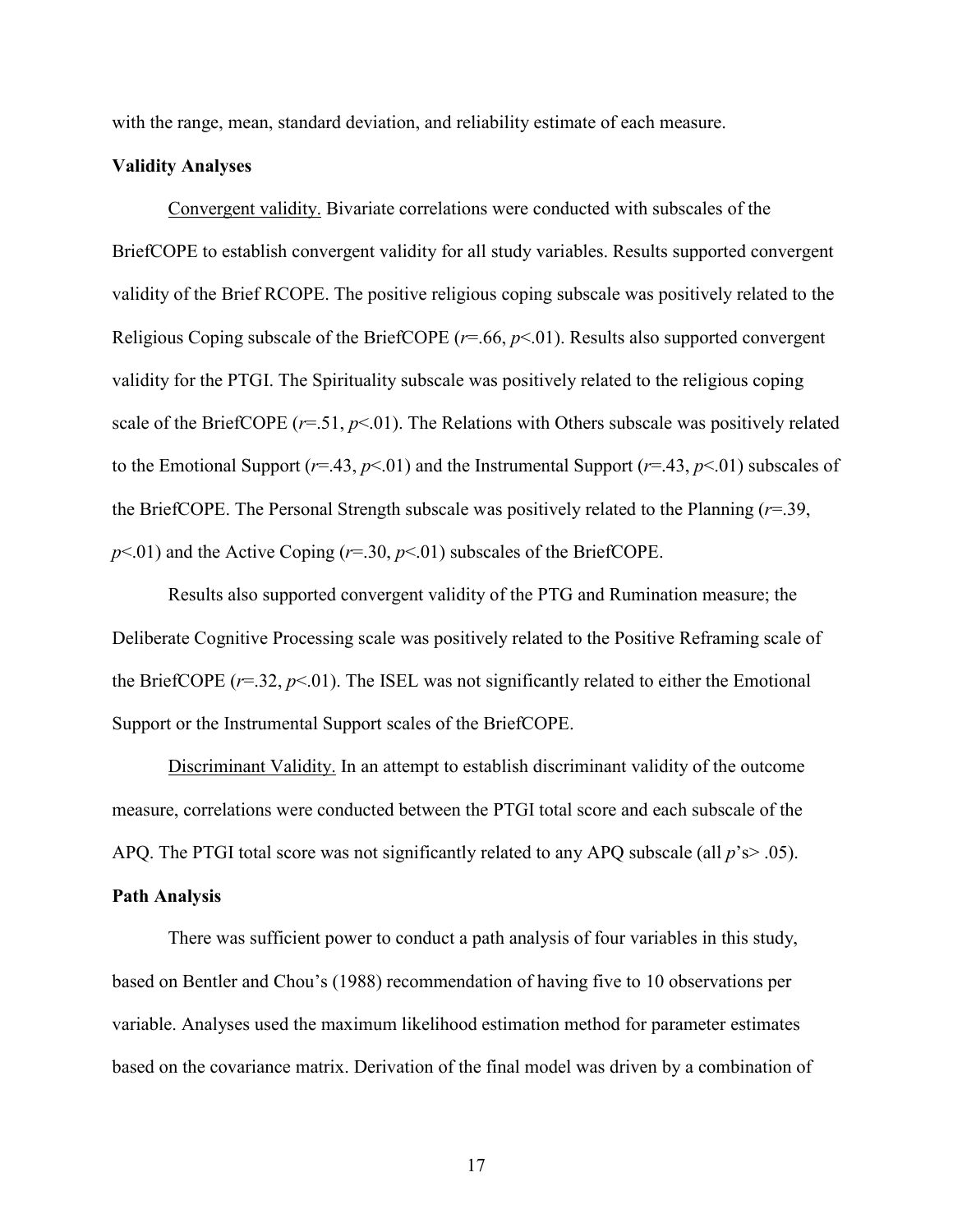with the range, mean, standard deviation, and reliability estimate of each measure.

**Validity Analyses**

Convergent validity. Bivariate correlations were conducted with subscales of the BriefCOPE to establish convergent validity for all study variables. Results supported convergent validity of the Brief RCOPE. The positive religious coping subscale was positively related to the Religious Coping subscale of the BriefCOPE ($r$=.66, $p$<.01). Results also supported convergent validity for the PTGI. The Spirituality subscale was positively related to the religious coping scale of the BriefCOPE ($r$=.51, $p$<.01). The Relations with Others subscale was positively related to the Emotional Support ($r$=.43, $p$<.01) and the Instrumental Support ($r$=.43, $p$<.01) subscales of the BriefCOPE. The Personal Strength subscale was positively related to the Planning ($r$=.39, $p$<.01) and the Active Coping ($r$=.30, $p$<.01) subscales of the BriefCOPE.

Results also supported convergent validity of the PTG and Rumination measure; the Deliberate Cognitive Processing scale was positively related to the Positive Reframing scale of the BriefCOPE ($r$=.32, $p$<.01). The ISEL was not significantly related to either the Emotional Support or the Instrumental Support scales of the BriefCOPE.

Discriminant Validity. In an attempt to establish discriminant validity of the outcome measure, correlations were conducted between the PTGI total score and each subscale of the APQ. The PTGI total score was not significantly related to any APQ subscale (all $p$'s> .05).

**Path Analysis**

There was sufficient power to conduct a path analysis of four variables in this study, based on Bentler and Chou's (1988) recommendation of having five to 10 observations per variable. Analyses used the maximum likelihood estimation method for parameter estimates based on the covariance matrix. Derivation of the final model was driven by a combination of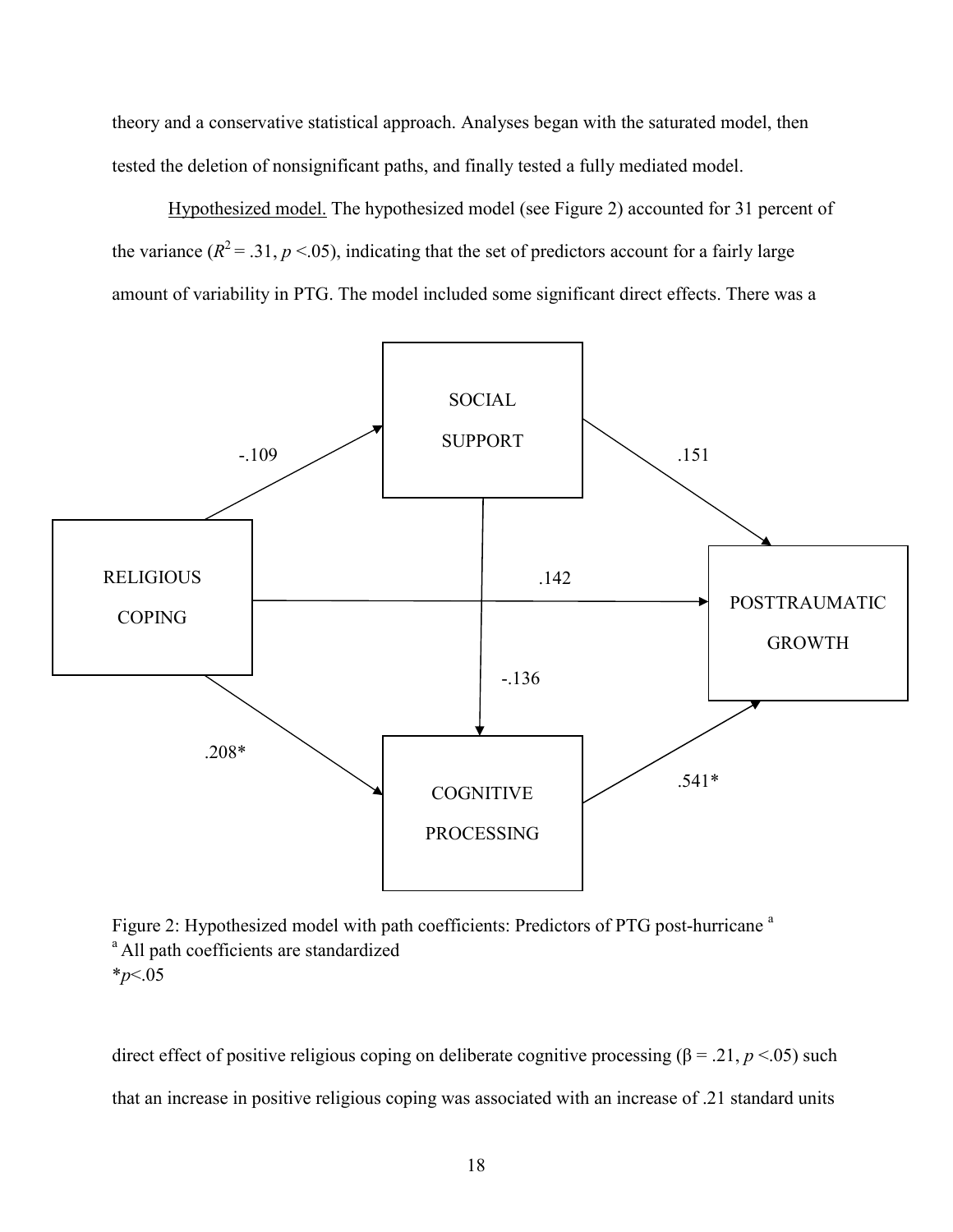theory and a conservative statistical approach. Analyses began with the saturated model, then tested the deletion of nonsignificant paths, and finally tested a fully mediated model.

Hypothesized model. The hypothesized model (see Figure 2) accounted for 31 percent of the variance ($R^2 = .31$, $p < .05$), indicating that the set of predictors account for a fairly large amount of variability in PTG. The model included some significant direct effects. There was a

Figure 2: Hypothesized model with path coefficients: Predictors of PTG post-hurricane [a]
[a] All path coefficients are standardized
\*$p<.05$

direct effect of positive religious coping on deliberate cognitive processing ($\beta = .21$, $p < .05$) such that an increase in positive religious coping was associated with an increase of .21 standard units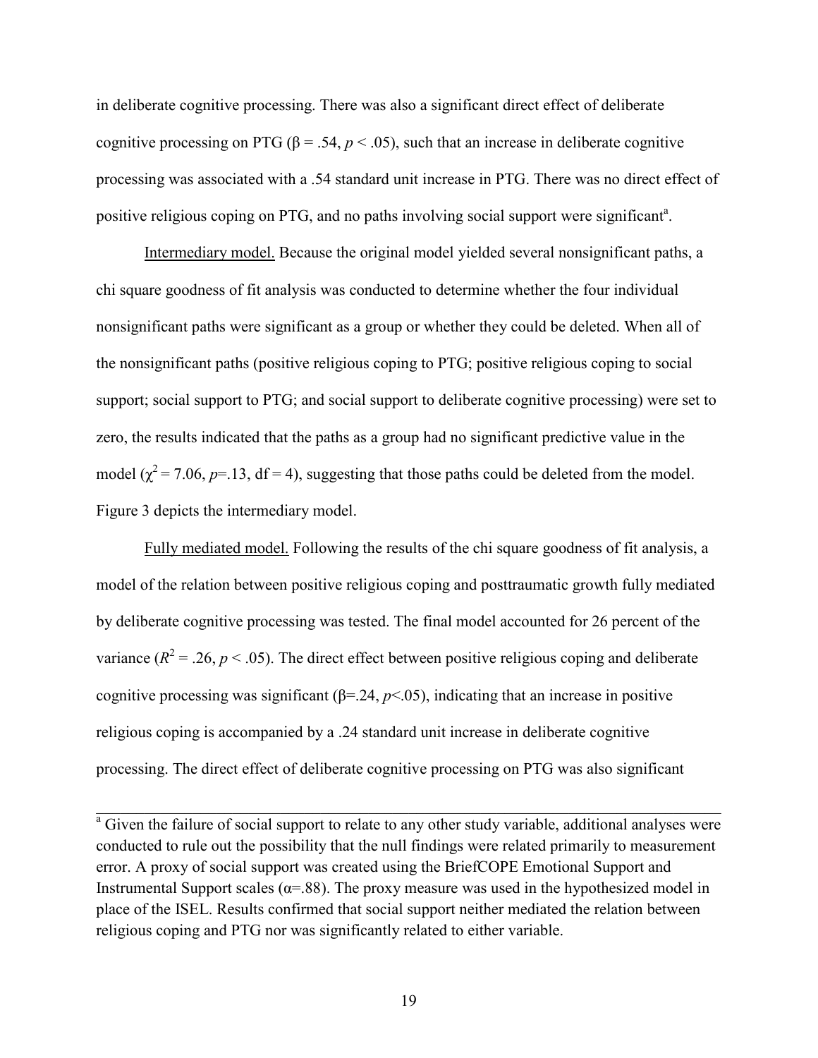in deliberate cognitive processing. There was also a significant direct effect of deliberate cognitive processing on PTG ($\beta = .54$, $p < .05$), such that an increase in deliberate cognitive processing was associated with a .54 standard unit increase in PTG. There was no direct effect of positive religious coping on PTG, and no paths involving social support were significant[a].

Intermediary model. Because the original model yielded several nonsignificant paths, a chi square goodness of fit analysis was conducted to determine whether the four individual nonsignificant paths were significant as a group or whether they could be deleted. When all of the nonsignificant paths (positive religious coping to PTG; positive religious coping to social support; social support to PTG; and social support to deliberate cognitive processing) were set to zero, the results indicated that the paths as a group had no significant predictive value in the model ($\chi^2 = 7.06$, $p=.13$, df = 4), suggesting that those paths could be deleted from the model. Figure 3 depicts the intermediary model.

Fully mediated model. Following the results of the chi square goodness of fit analysis, a model of the relation between positive religious coping and posttraumatic growth fully mediated by deliberate cognitive processing was tested. The final model accounted for 26 percent of the variance ($R^2 = .26$, $p < .05$). The direct effect between positive religious coping and deliberate cognitive processing was significant ($\beta=.24$, $p<.05$), indicating that an increase in positive religious coping is accompanied by a .24 standard unit increase in deliberate cognitive processing. The direct effect of deliberate cognitive processing on PTG was also significant

---

[a] Given the failure of social support to relate to any other study variable, additional analyses were conducted to rule out the possibility that the null findings were related primarily to measurement error. A proxy of social support was created using the BriefCOPE Emotional Support and Instrumental Support scales ($\alpha=.88$). The proxy measure was used in the hypothesized model in place of the ISEL. Results confirmed that social support neither mediated the relation between religious coping and PTG nor was significantly related to either variable.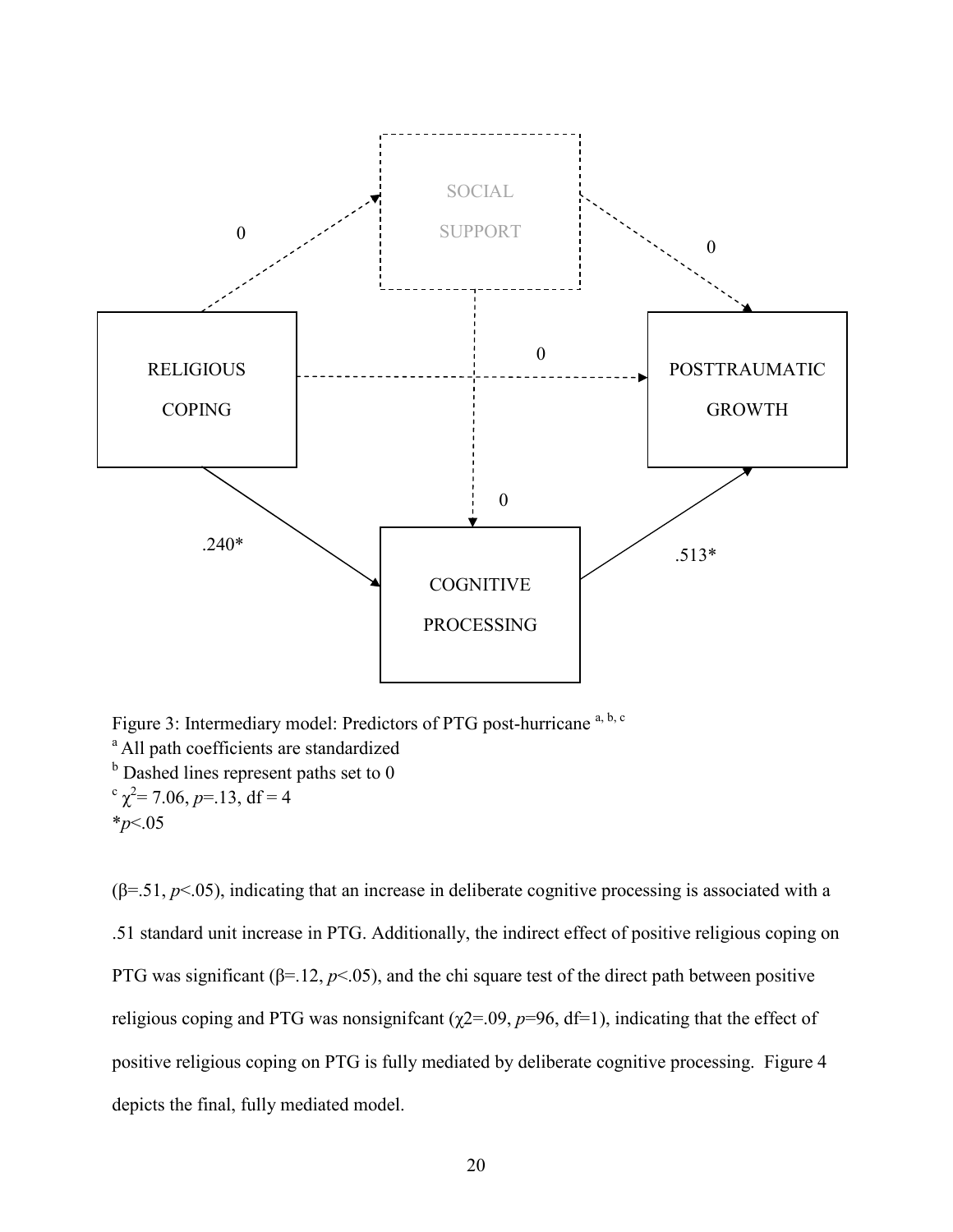Figure 3: Intermediary model: Predictors of PTG post-hurricane [a, b, c]
[a] All path coefficients are standardized
[b] Dashed lines represent paths set to 0
[c] $\chi^2$= 7.06, *p*=.13, df = 4
\**p*<.05

(β=.51, *p*<.05), indicating that an increase in deliberate cognitive processing is associated with a .51 standard unit increase in PTG. Additionally, the indirect effect of positive religious coping on PTG was significant (β=.12, *p*<.05), and the chi square test of the direct path between positive religious coping and PTG was nonsignifcant ($\chi$2=.09, *p*=96, df=1), indicating that the effect of positive religious coping on PTG is fully mediated by deliberate cognitive processing. Figure 4 depicts the final, fully mediated model.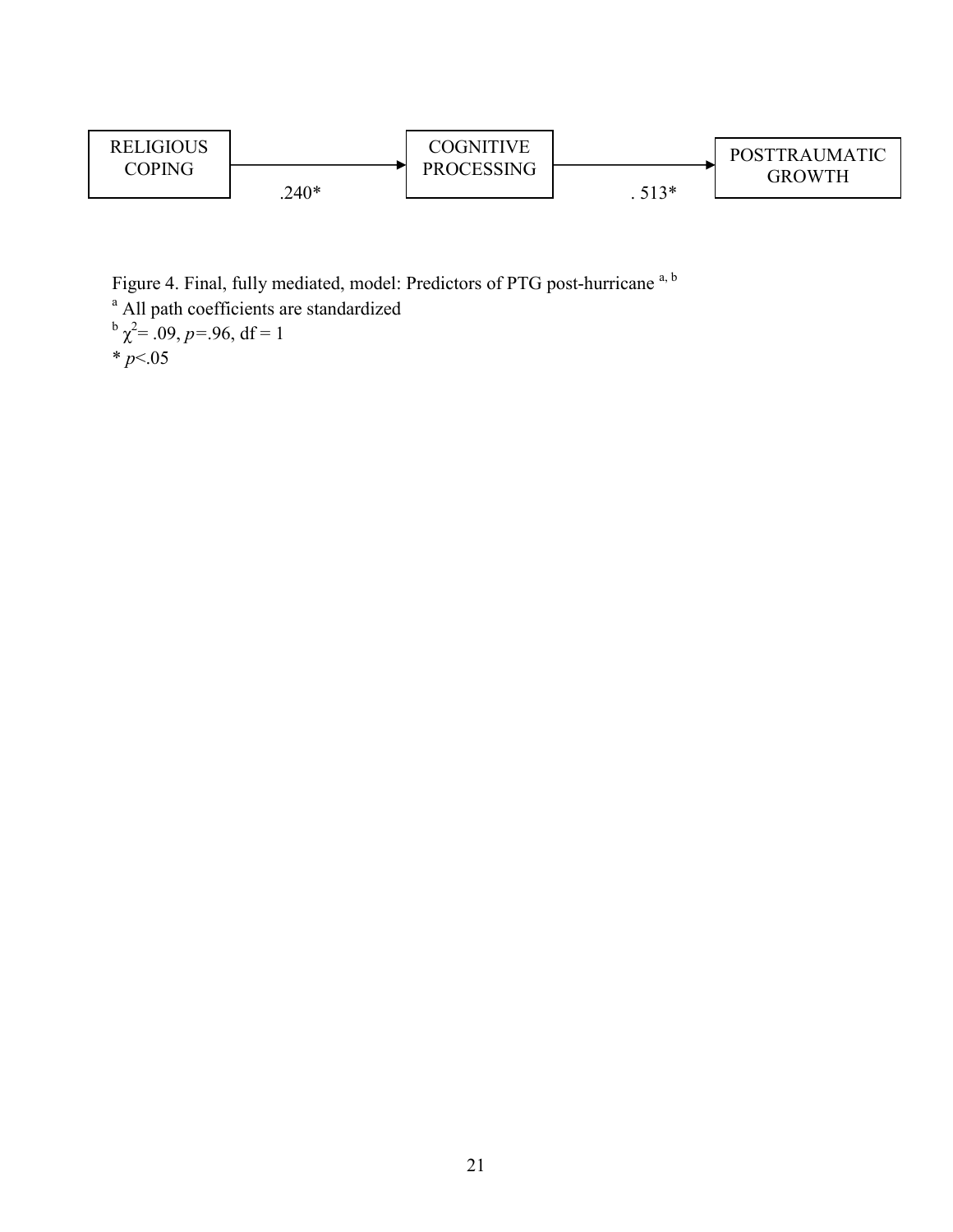RELIGIOUS COPING → (.240*) → COGNITIVE PROCESSING → (. 513*) → POSTTRAUMATIC GROWTH

Figure 4. Final, fully mediated, model: Predictors of PTG post-hurricane [a, b]

[a] All path coefficients are standardized

[b] $\chi^2$= .09, *p*=.96, df = 1

\* *p*<.05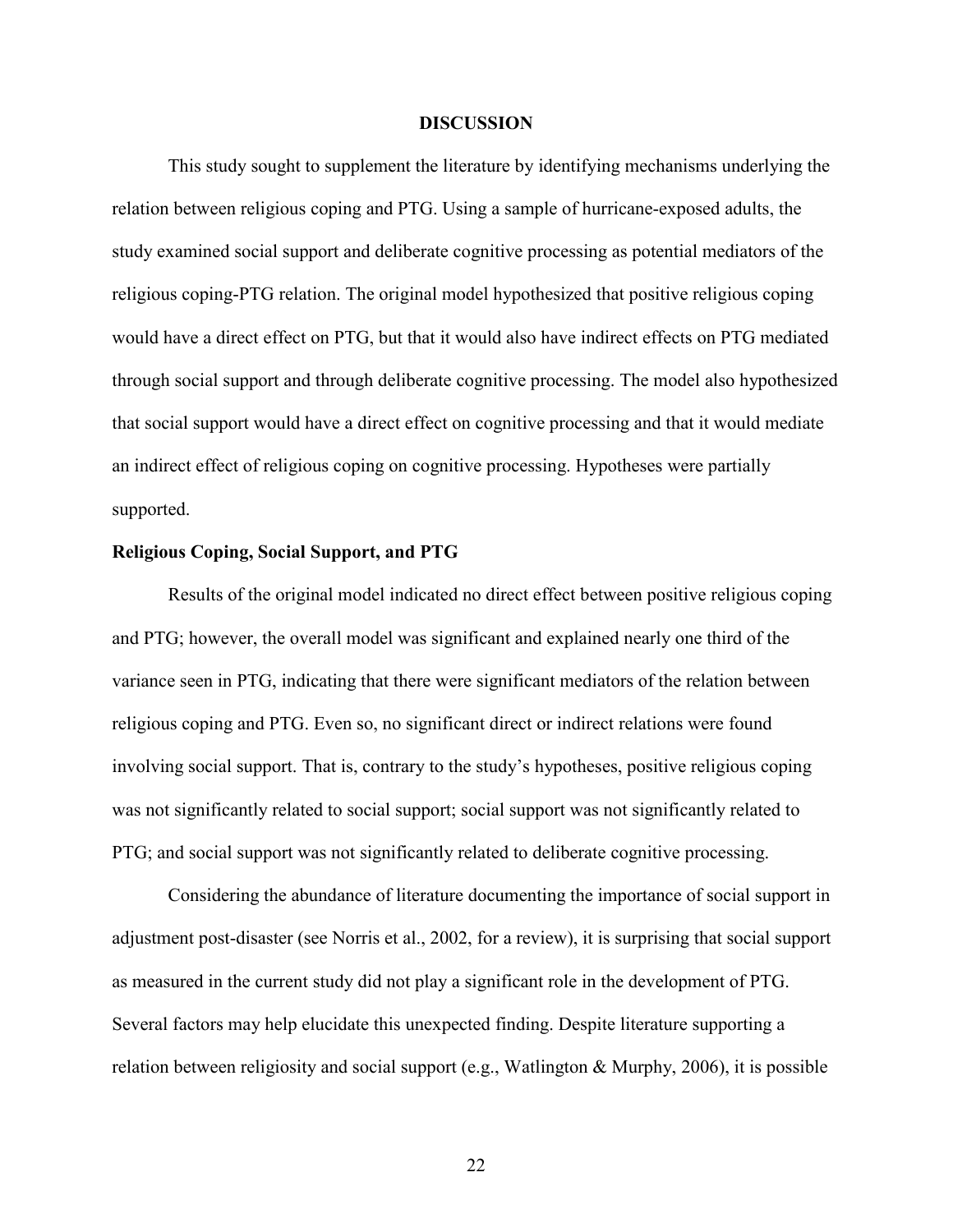# DISCUSSION

This study sought to supplement the literature by identifying mechanisms underlying the relation between religious coping and PTG. Using a sample of hurricane-exposed adults, the study examined social support and deliberate cognitive processing as potential mediators of the religious coping-PTG relation. The original model hypothesized that positive religious coping would have a direct effect on PTG, but that it would also have indirect effects on PTG mediated through social support and through deliberate cognitive processing. The model also hypothesized that social support would have a direct effect on cognitive processing and that it would mediate an indirect effect of religious coping on cognitive processing. Hypotheses were partially supported.

## Religious Coping, Social Support, and PTG

Results of the original model indicated no direct effect between positive religious coping and PTG; however, the overall model was significant and explained nearly one third of the variance seen in PTG, indicating that there were significant mediators of the relation between religious coping and PTG. Even so, no significant direct or indirect relations were found involving social support. That is, contrary to the study's hypotheses, positive religious coping was not significantly related to social support; social support was not significantly related to PTG; and social support was not significantly related to deliberate cognitive processing.

Considering the abundance of literature documenting the importance of social support in adjustment post-disaster (see Norris et al., 2002, for a review), it is surprising that social support as measured in the current study did not play a significant role in the development of PTG. Several factors may help elucidate this unexpected finding. Despite literature supporting a relation between religiosity and social support (e.g., Watlington & Murphy, 2006), it is possible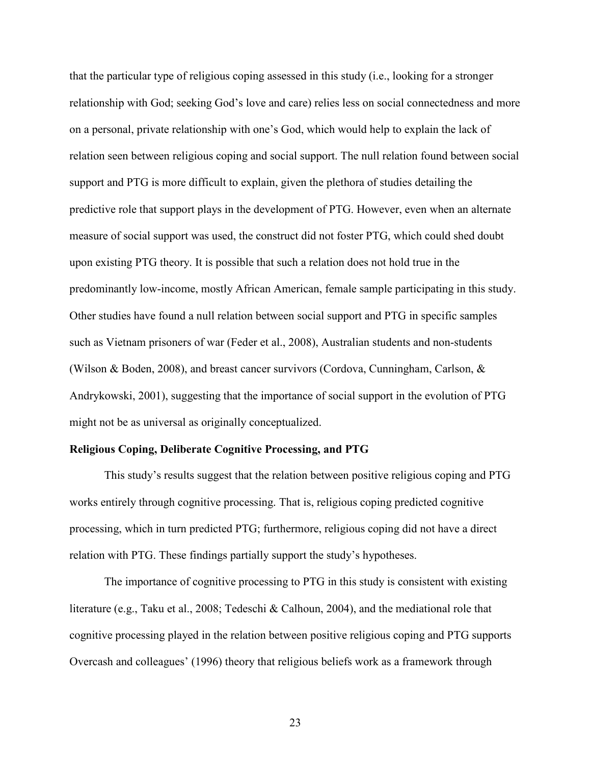that the particular type of religious coping assessed in this study (i.e., looking for a stronger relationship with God; seeking God's love and care) relies less on social connectedness and more on a personal, private relationship with one's God, which would help to explain the lack of relation seen between religious coping and social support. The null relation found between social support and PTG is more difficult to explain, given the plethora of studies detailing the predictive role that support plays in the development of PTG. However, even when an alternate measure of social support was used, the construct did not foster PTG, which could shed doubt upon existing PTG theory. It is possible that such a relation does not hold true in the predominantly low-income, mostly African American, female sample participating in this study. Other studies have found a null relation between social support and PTG in specific samples such as Vietnam prisoners of war (Feder et al., 2008), Australian students and non-students (Wilson & Boden, 2008), and breast cancer survivors (Cordova, Cunningham, Carlson, & Andrykowski, 2001), suggesting that the importance of social support in the evolution of PTG might not be as universal as originally conceptualized.

**Religious Coping, Deliberate Cognitive Processing, and PTG**

This study's results suggest that the relation between positive religious coping and PTG works entirely through cognitive processing. That is, religious coping predicted cognitive processing, which in turn predicted PTG; furthermore, religious coping did not have a direct relation with PTG. These findings partially support the study's hypotheses.

The importance of cognitive processing to PTG in this study is consistent with existing literature (e.g., Taku et al., 2008; Tedeschi & Calhoun, 2004), and the mediational role that cognitive processing played in the relation between positive religious coping and PTG supports Overcash and colleagues' (1996) theory that religious beliefs work as a framework through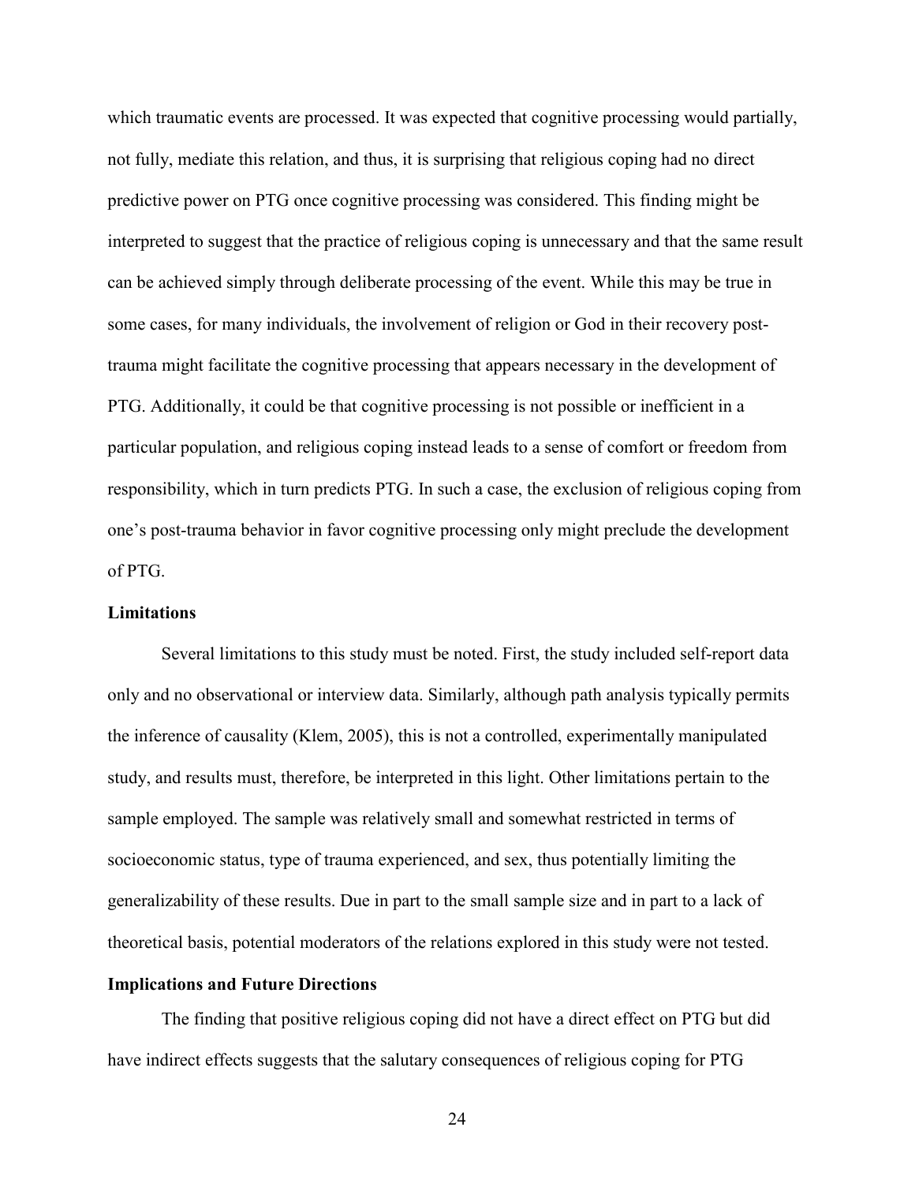which traumatic events are processed. It was expected that cognitive processing would partially, not fully, mediate this relation, and thus, it is surprising that religious coping had no direct predictive power on PTG once cognitive processing was considered. This finding might be interpreted to suggest that the practice of religious coping is unnecessary and that the same result can be achieved simply through deliberate processing of the event. While this may be true in some cases, for many individuals, the involvement of religion or God in their recovery post-trauma might facilitate the cognitive processing that appears necessary in the development of PTG. Additionally, it could be that cognitive processing is not possible or inefficient in a particular population, and religious coping instead leads to a sense of comfort or freedom from responsibility, which in turn predicts PTG. In such a case, the exclusion of religious coping from one's post-trauma behavior in favor cognitive processing only might preclude the development of PTG.

## Limitations

Several limitations to this study must be noted. First, the study included self-report data only and no observational or interview data. Similarly, although path analysis typically permits the inference of causality (Klem, 2005), this is not a controlled, experimentally manipulated study, and results must, therefore, be interpreted in this light. Other limitations pertain to the sample employed. The sample was relatively small and somewhat restricted in terms of socioeconomic status, type of trauma experienced, and sex, thus potentially limiting the generalizability of these results. Due in part to the small sample size and in part to a lack of theoretical basis, potential moderators of the relations explored in this study were not tested.

## Implications and Future Directions

The finding that positive religious coping did not have a direct effect on PTG but did have indirect effects suggests that the salutary consequences of religious coping for PTG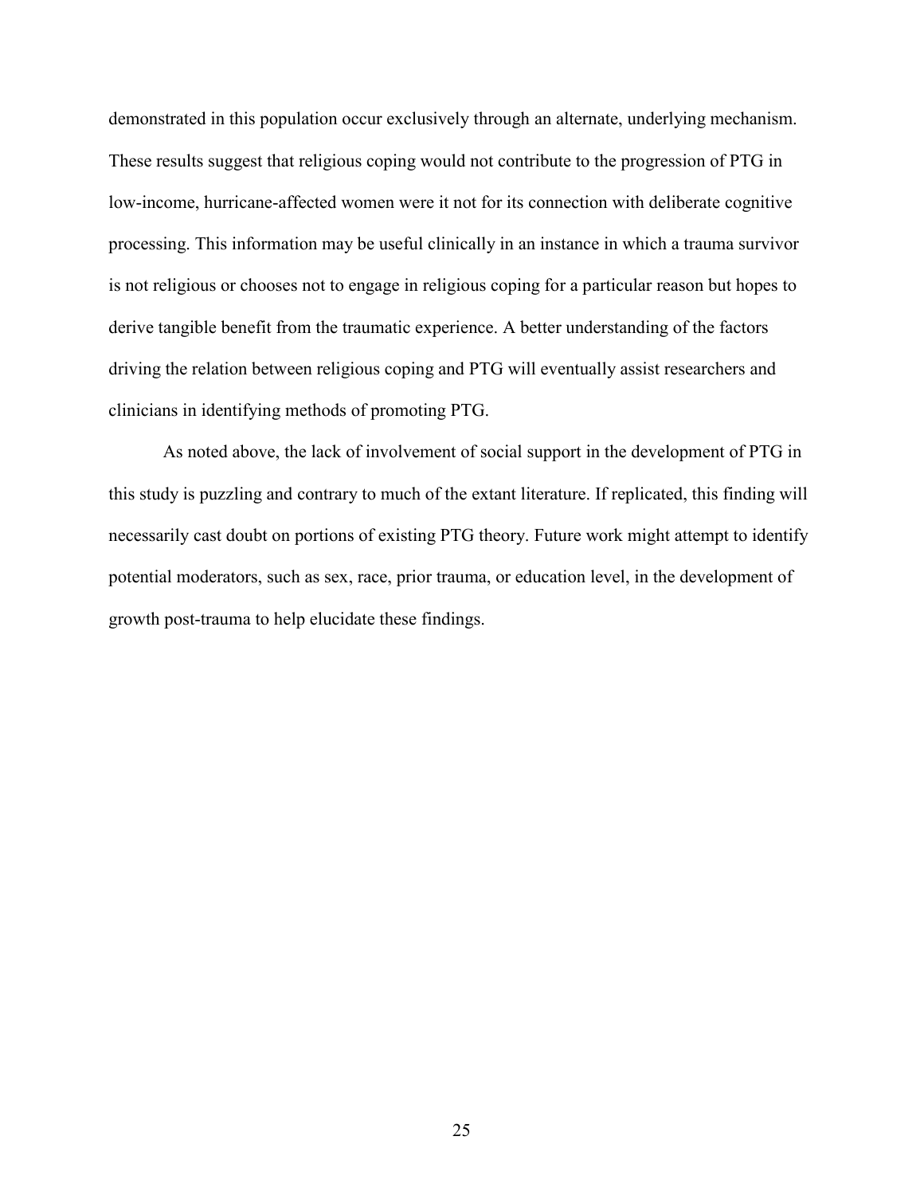demonstrated in this population occur exclusively through an alternate, underlying mechanism. These results suggest that religious coping would not contribute to the progression of PTG in low-income, hurricane-affected women were it not for its connection with deliberate cognitive processing. This information may be useful clinically in an instance in which a trauma survivor is not religious or chooses not to engage in religious coping for a particular reason but hopes to derive tangible benefit from the traumatic experience. A better understanding of the factors driving the relation between religious coping and PTG will eventually assist researchers and clinicians in identifying methods of promoting PTG.

As noted above, the lack of involvement of social support in the development of PTG in this study is puzzling and contrary to much of the extant literature. If replicated, this finding will necessarily cast doubt on portions of existing PTG theory. Future work might attempt to identify potential moderators, such as sex, race, prior trauma, or education level, in the development of growth post-trauma to help elucidate these findings.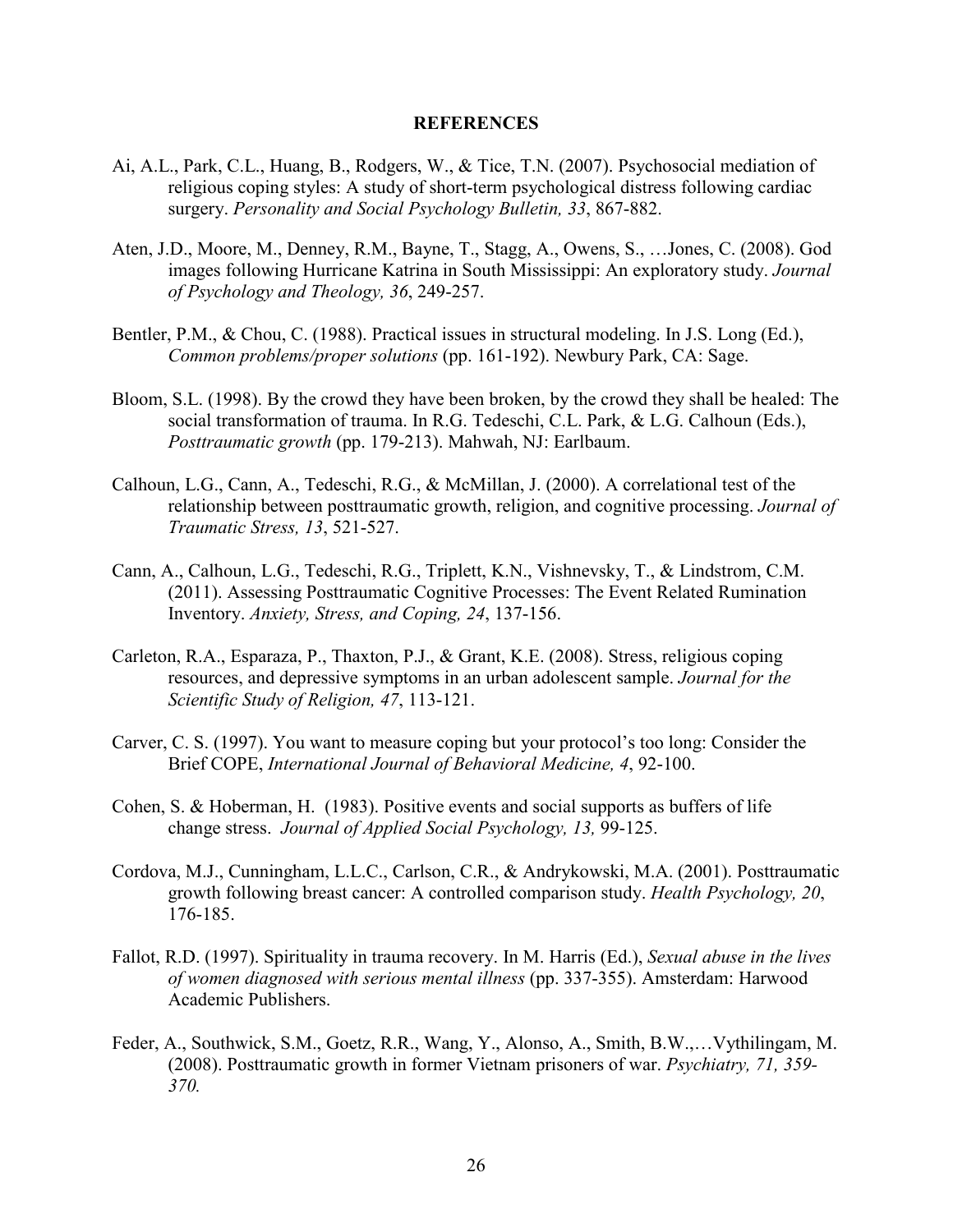# REFERENCES

Ai, A.L., Park, C.L., Huang, B., Rodgers, W., & Tice, T.N. (2007). Psychosocial mediation of religious coping styles: A study of short-term psychological distress following cardiac surgery. *Personality and Social Psychology Bulletin, 33*, 867-882.

Aten, J.D., Moore, M., Denney, R.M., Bayne, T., Stagg, A., Owens, S., …Jones, C. (2008). God images following Hurricane Katrina in South Mississippi: An exploratory study. *Journal of Psychology and Theology, 36*, 249-257.

Bentler, P.M., & Chou, C. (1988). Practical issues in structural modeling. In J.S. Long (Ed.), *Common problems/proper solutions* (pp. 161-192). Newbury Park, CA: Sage.

Bloom, S.L. (1998). By the crowd they have been broken, by the crowd they shall be healed: The social transformation of trauma. In R.G. Tedeschi, C.L. Park, & L.G. Calhoun (Eds.), *Posttraumatic growth* (pp. 179-213). Mahwah, NJ: Earlbaum.

Calhoun, L.G., Cann, A., Tedeschi, R.G., & McMillan, J. (2000). A correlational test of the relationship between posttraumatic growth, religion, and cognitive processing. *Journal of Traumatic Stress, 13*, 521-527.

Cann, A., Calhoun, L.G., Tedeschi, R.G., Triplett, K.N., Vishnevsky, T., & Lindstrom, C.M. (2011). Assessing Posttraumatic Cognitive Processes: The Event Related Rumination Inventory. *Anxiety, Stress, and Coping, 24*, 137-156.

Carleton, R.A., Esparaza, P., Thaxton, P.J., & Grant, K.E. (2008). Stress, religious coping resources, and depressive symptoms in an urban adolescent sample. *Journal for the Scientific Study of Religion, 47*, 113-121.

Carver, C. S. (1997). You want to measure coping but your protocol's too long: Consider the Brief COPE, *International Journal of Behavioral Medicine, 4*, 92-100.

Cohen, S. & Hoberman, H. (1983). Positive events and social supports as buffers of life change stress. *Journal of Applied Social Psychology, 13,* 99-125.

Cordova, M.J., Cunningham, L.L.C., Carlson, C.R., & Andrykowski, M.A. (2001). Posttraumatic growth following breast cancer: A controlled comparison study. *Health Psychology, 20*, 176-185.

Fallot, R.D. (1997). Spirituality in trauma recovery. In M. Harris (Ed.), *Sexual abuse in the lives of women diagnosed with serious mental illness* (pp. 337-355). Amsterdam: Harwood Academic Publishers.

Feder, A., Southwick, S.M., Goetz, R.R., Wang, Y., Alonso, A., Smith, B.W.,…Vythilingam, M. (2008). Posttraumatic growth in former Vietnam prisoners of war. *Psychiatry, 71, 359-370.*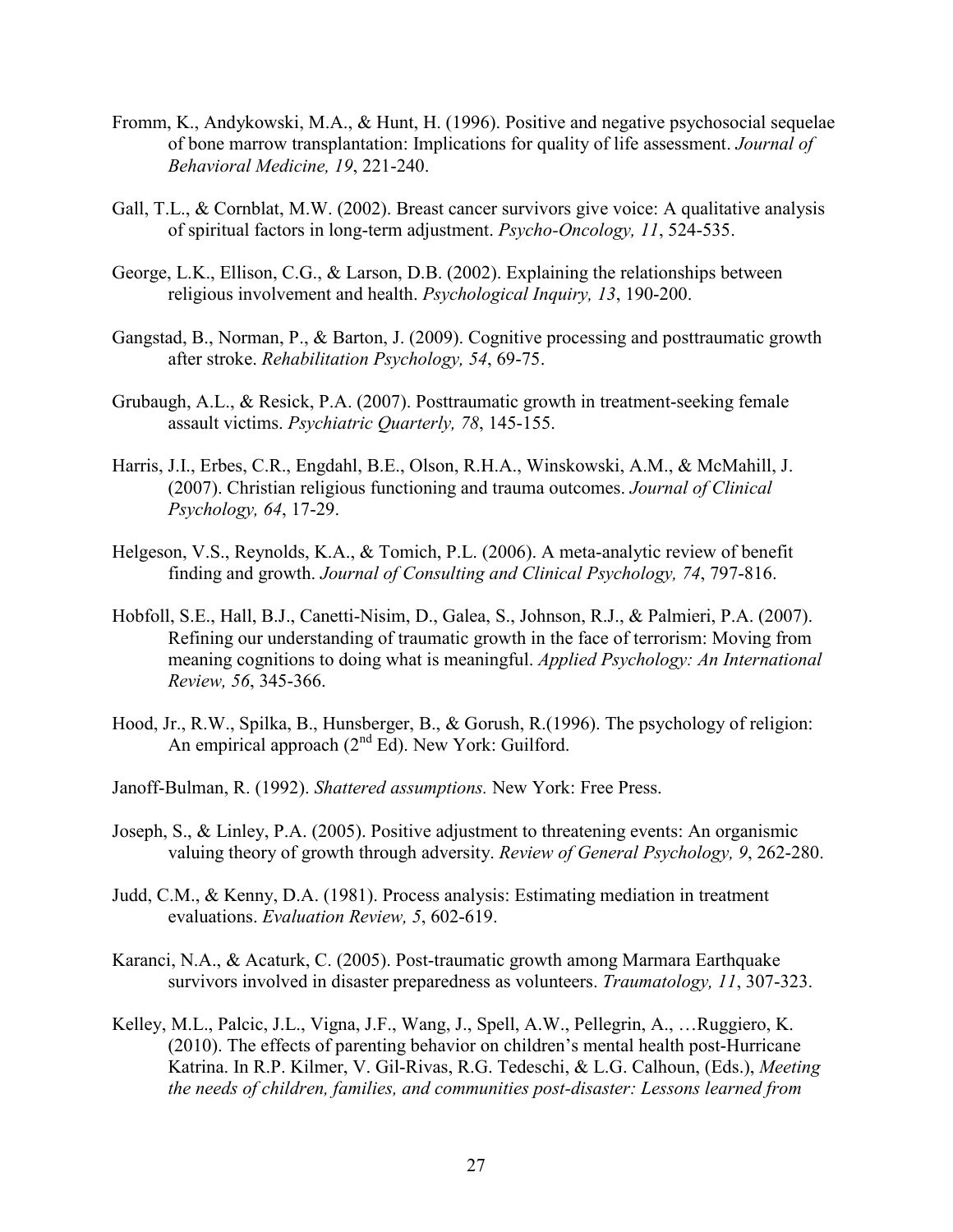Fromm, K., Andykowski, M.A., & Hunt, H. (1996). Positive and negative psychosocial sequelae of bone marrow transplantation: Implications for quality of life assessment. *Journal of Behavioral Medicine, 19*, 221-240.

Gall, T.L., & Cornblat, M.W. (2002). Breast cancer survivors give voice: A qualitative analysis of spiritual factors in long-term adjustment. *Psycho-Oncology, 11*, 524-535.

George, L.K., Ellison, C.G., & Larson, D.B. (2002). Explaining the relationships between religious involvement and health. *Psychological Inquiry, 13*, 190-200.

Gangstad, B., Norman, P., & Barton, J. (2009). Cognitive processing and posttraumatic growth after stroke. *Rehabilitation Psychology, 54*, 69-75.

Grubaugh, A.L., & Resick, P.A. (2007). Posttraumatic growth in treatment-seeking female assault victims. *Psychiatric Quarterly, 78*, 145-155.

Harris, J.I., Erbes, C.R., Engdahl, B.E., Olson, R.H.A., Winskowski, A.M., & McMahill, J. (2007). Christian religious functioning and trauma outcomes. *Journal of Clinical Psychology, 64*, 17-29.

Helgeson, V.S., Reynolds, K.A., & Tomich, P.L. (2006). A meta-analytic review of benefit finding and growth. *Journal of Consulting and Clinical Psychology, 74*, 797-816.

Hobfoll, S.E., Hall, B.J., Canetti-Nisim, D., Galea, S., Johnson, R.J., & Palmieri, P.A. (2007). Refining our understanding of traumatic growth in the face of terrorism: Moving from meaning cognitions to doing what is meaningful. *Applied Psychology: An International Review, 56*, 345-366.

Hood, Jr., R.W., Spilka, B., Hunsberger, B., & Gorush, R.(1996). The psychology of religion: An empirical approach (2nd Ed). New York: Guilford.

Janoff-Bulman, R. (1992). *Shattered assumptions.* New York: Free Press.

Joseph, S., & Linley, P.A. (2005). Positive adjustment to threatening events: An organismic valuing theory of growth through adversity. *Review of General Psychology, 9*, 262-280.

Judd, C.M., & Kenny, D.A. (1981). Process analysis: Estimating mediation in treatment evaluations. *Evaluation Review, 5*, 602-619.

Karanci, N.A., & Acaturk, C. (2005). Post-traumatic growth among Marmara Earthquake survivors involved in disaster preparedness as volunteers. *Traumatology, 11*, 307-323.

Kelley, M.L., Palcic, J.L., Vigna, J.F., Wang, J., Spell, A.W., Pellegrin, A., …Ruggiero, K. (2010). The effects of parenting behavior on children's mental health post-Hurricane Katrina. In R.P. Kilmer, V. Gil-Rivas, R.G. Tedeschi, & L.G. Calhoun, (Eds.), *Meeting the needs of children, families, and communities post-disaster: Lessons learned from*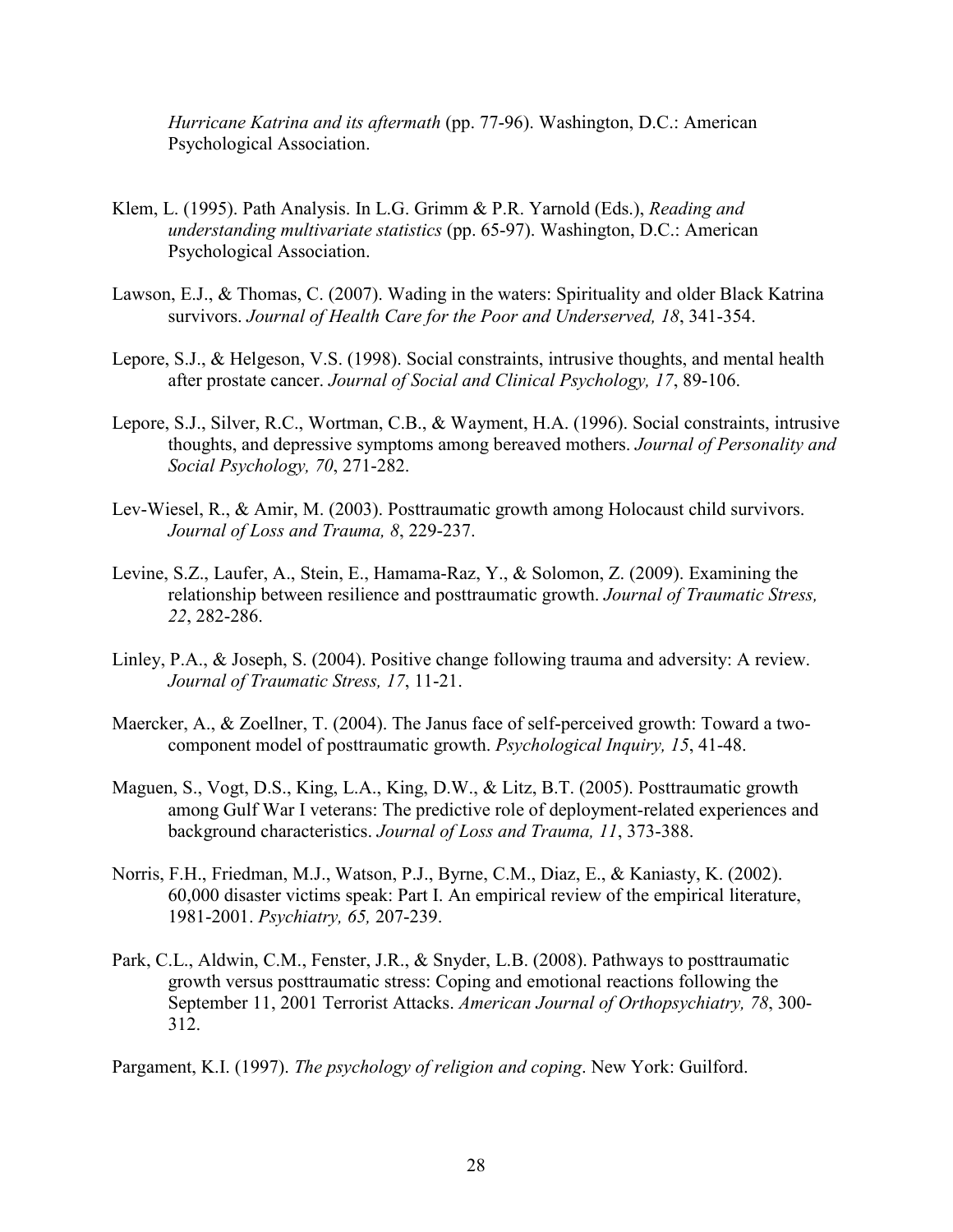*Hurricane Katrina and its aftermath* (pp. 77-96). Washington, D.C.: American Psychological Association.

Klem, L. (1995). Path Analysis. In L.G. Grimm & P.R. Yarnold (Eds.), *Reading and understanding multivariate statistics* (pp. 65-97). Washington, D.C.: American Psychological Association.

Lawson, E.J., & Thomas, C. (2007). Wading in the waters: Spirituality and older Black Katrina survivors. *Journal of Health Care for the Poor and Underserved, 18*, 341-354.

Lepore, S.J., & Helgeson, V.S. (1998). Social constraints, intrusive thoughts, and mental health after prostate cancer. *Journal of Social and Clinical Psychology, 17*, 89-106.

Lepore, S.J., Silver, R.C., Wortman, C.B., & Wayment, H.A. (1996). Social constraints, intrusive thoughts, and depressive symptoms among bereaved mothers. *Journal of Personality and Social Psychology, 70*, 271-282.

Lev-Wiesel, R., & Amir, M. (2003). Posttraumatic growth among Holocaust child survivors. *Journal of Loss and Trauma, 8*, 229-237.

Levine, S.Z., Laufer, A., Stein, E., Hamama-Raz, Y., & Solomon, Z. (2009). Examining the relationship between resilience and posttraumatic growth. *Journal of Traumatic Stress, 22*, 282-286.

Linley, P.A., & Joseph, S. (2004). Positive change following trauma and adversity: A review. *Journal of Traumatic Stress, 17*, 11-21.

Maercker, A., & Zoellner, T. (2004). The Janus face of self-perceived growth: Toward a two-component model of posttraumatic growth. *Psychological Inquiry, 15*, 41-48.

Maguen, S., Vogt, D.S., King, L.A., King, D.W., & Litz, B.T. (2005). Posttraumatic growth among Gulf War I veterans: The predictive role of deployment-related experiences and background characteristics. *Journal of Loss and Trauma, 11*, 373-388.

Norris, F.H., Friedman, M.J., Watson, P.J., Byrne, C.M., Diaz, E., & Kaniasty, K. (2002). 60,000 disaster victims speak: Part I. An empirical review of the empirical literature, 1981-2001. *Psychiatry, 65,* 207-239.

Park, C.L., Aldwin, C.M., Fenster, J.R., & Snyder, L.B. (2008). Pathways to posttraumatic growth versus posttraumatic stress: Coping and emotional reactions following the September 11, 2001 Terrorist Attacks. *American Journal of Orthopsychiatry, 78*, 300-312.

Pargament, K.I. (1997). *The psychology of religion and coping*. New York: Guilford.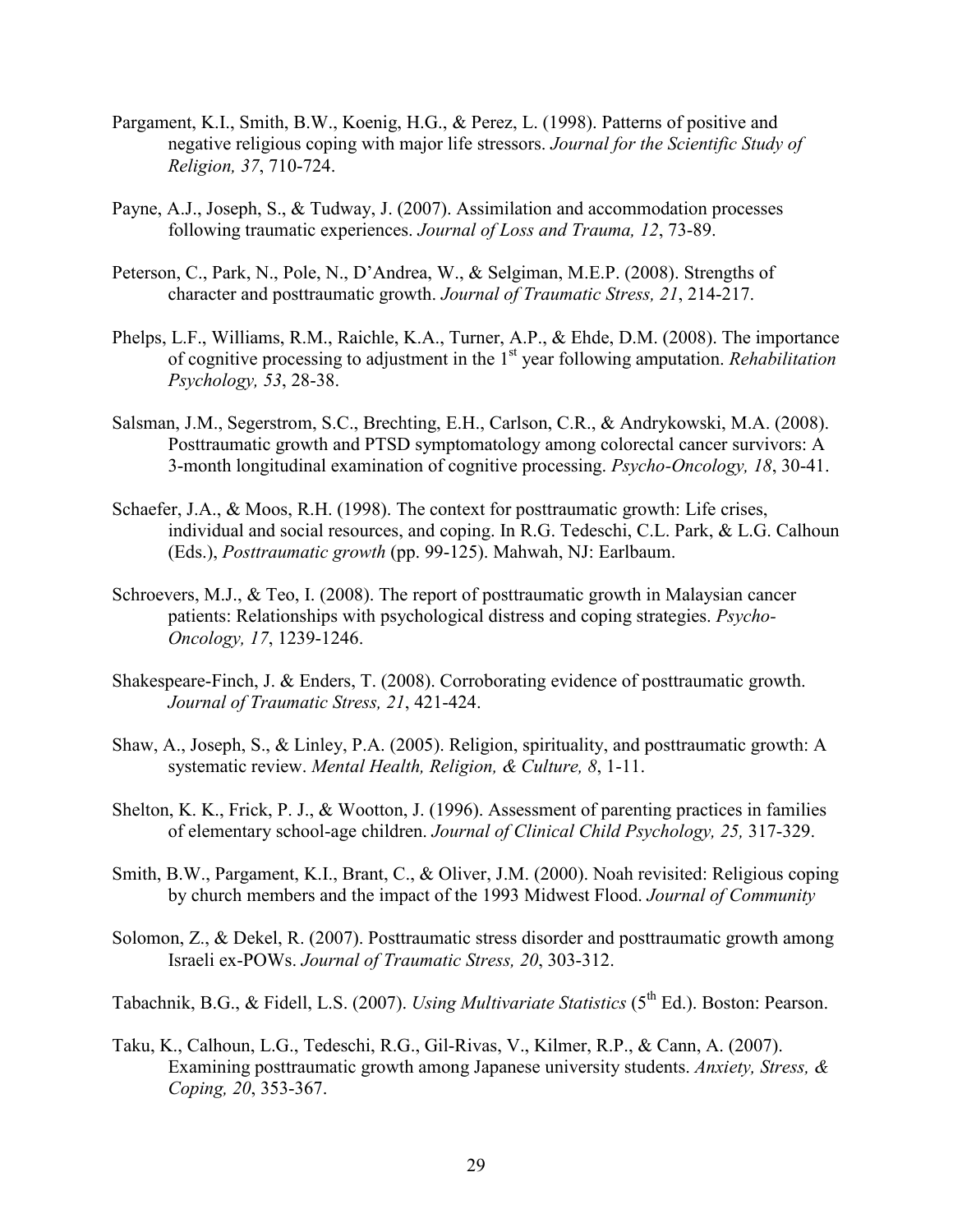Pargament, K.I., Smith, B.W., Koenig, H.G., & Perez, L. (1998). Patterns of positive and negative religious coping with major life stressors. *Journal for the Scientific Study of Religion, 37*, 710-724.

Payne, A.J., Joseph, S., & Tudway, J. (2007). Assimilation and accommodation processes following traumatic experiences. *Journal of Loss and Trauma, 12*, 73-89.

Peterson, C., Park, N., Pole, N., D'Andrea, W., & Selgiman, M.E.P. (2008). Strengths of character and posttraumatic growth. *Journal of Traumatic Stress, 21*, 214-217.

Phelps, L.F., Williams, R.M., Raichle, K.A., Turner, A.P., & Ehde, D.M. (2008). The importance of cognitive processing to adjustment in the 1st year following amputation. *Rehabilitation Psychology, 53*, 28-38.

Salsman, J.M., Segerstrom, S.C., Brechting, E.H., Carlson, C.R., & Andrykowski, M.A. (2008). Posttraumatic growth and PTSD symptomatology among colorectal cancer survivors: A 3-month longitudinal examination of cognitive processing. *Psycho-Oncology, 18*, 30-41.

Schaefer, J.A., & Moos, R.H. (1998). The context for posttraumatic growth: Life crises, individual and social resources, and coping. In R.G. Tedeschi, C.L. Park, & L.G. Calhoun (Eds.), *Posttraumatic growth* (pp. 99-125). Mahwah, NJ: Earlbaum.

Schroevers, M.J., & Teo, I. (2008). The report of posttraumatic growth in Malaysian cancer patients: Relationships with psychological distress and coping strategies. *Psycho-Oncology, 17*, 1239-1246.

Shakespeare-Finch, J. & Enders, T. (2008). Corroborating evidence of posttraumatic growth. *Journal of Traumatic Stress, 21*, 421-424.

Shaw, A., Joseph, S., & Linley, P.A. (2005). Religion, spirituality, and posttraumatic growth: A systematic review. *Mental Health, Religion, & Culture, 8*, 1-11.

Shelton, K. K., Frick, P. J., & Wootton, J. (1996). Assessment of parenting practices in families of elementary school-age children. *Journal of Clinical Child Psychology, 25,* 317-329.

Smith, B.W., Pargament, K.I., Brant, C., & Oliver, J.M. (2000). Noah revisited: Religious coping by church members and the impact of the 1993 Midwest Flood. *Journal of Community*

Solomon, Z., & Dekel, R. (2007). Posttraumatic stress disorder and posttraumatic growth among Israeli ex-POWs. *Journal of Traumatic Stress, 20*, 303-312.

Tabachnik, B.G., & Fidell, L.S. (2007). *Using Multivariate Statistics* (5th Ed.). Boston: Pearson.

Taku, K., Calhoun, L.G., Tedeschi, R.G., Gil-Rivas, V., Kilmer, R.P., & Cann, A. (2007). Examining posttraumatic growth among Japanese university students. *Anxiety, Stress, & Coping, 20*, 353-367.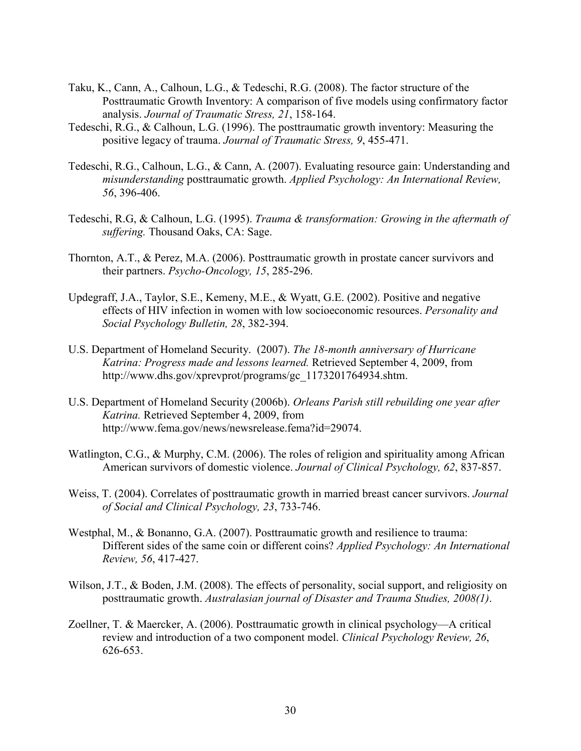Taku, K., Cann, A., Calhoun, L.G., & Tedeschi, R.G. (2008). The factor structure of the Posttraumatic Growth Inventory: A comparison of five models using confirmatory factor analysis. *Journal of Traumatic Stress, 21*, 158-164.

Tedeschi, R.G., & Calhoun, L.G. (1996). The posttraumatic growth inventory: Measuring the positive legacy of trauma. *Journal of Traumatic Stress, 9*, 455-471.

Tedeschi, R.G., Calhoun, L.G., & Cann, A. (2007). Evaluating resource gain: Understanding and *misunderstanding* posttraumatic growth. *Applied Psychology: An International Review, 56*, 396-406.

Tedeschi, R.G, & Calhoun, L.G. (1995). *Trauma & transformation: Growing in the aftermath of suffering.* Thousand Oaks, CA: Sage.

Thornton, A.T., & Perez, M.A. (2006). Posttraumatic growth in prostate cancer survivors and their partners. *Psycho-Oncology, 15*, 285-296.

Updegraff, J.A., Taylor, S.E., Kemeny, M.E., & Wyatt, G.E. (2002). Positive and negative effects of HIV infection in women with low socioeconomic resources. *Personality and Social Psychology Bulletin, 28*, 382-394.

U.S. Department of Homeland Security. (2007). *The 18-month anniversary of Hurricane Katrina: Progress made and lessons learned.* Retrieved September 4, 2009, from http://www.dhs.gov/xprevprot/programs/gc_1173201764934.shtm.

U.S. Department of Homeland Security (2006b). *Orleans Parish still rebuilding one year after Katrina.* Retrieved September 4, 2009, from http://www.fema.gov/news/newsrelease.fema?id=29074.

Watlington, C.G., & Murphy, C.M. (2006). The roles of religion and spirituality among African American survivors of domestic violence. *Journal of Clinical Psychology, 62*, 837-857.

Weiss, T. (2004). Correlates of posttraumatic growth in married breast cancer survivors. *Journal of Social and Clinical Psychology, 23*, 733-746.

Westphal, M., & Bonanno, G.A. (2007). Posttraumatic growth and resilience to trauma: Different sides of the same coin or different coins? *Applied Psychology: An International Review, 56*, 417-427.

Wilson, J.T., & Boden, J.M. (2008). The effects of personality, social support, and religiosity on posttraumatic growth. *Australasian journal of Disaster and Trauma Studies, 2008(1)*.

Zoellner, T. & Maercker, A. (2006). Posttraumatic growth in clinical psychology—A critical review and introduction of a two component model. *Clinical Psychology Review, 26*, 626-653.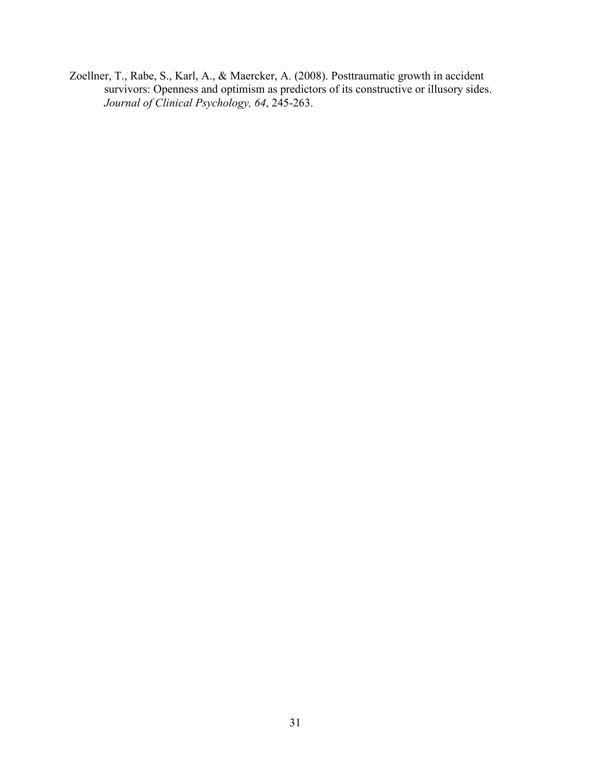Zoellner, T., Rabe, S., Karl, A., & Maercker, A. (2008). Posttraumatic growth in accident survivors: Openness and optimism as predictors of its constructive or illusory sides. *Journal of Clinical Psychology, 64*, 245-263.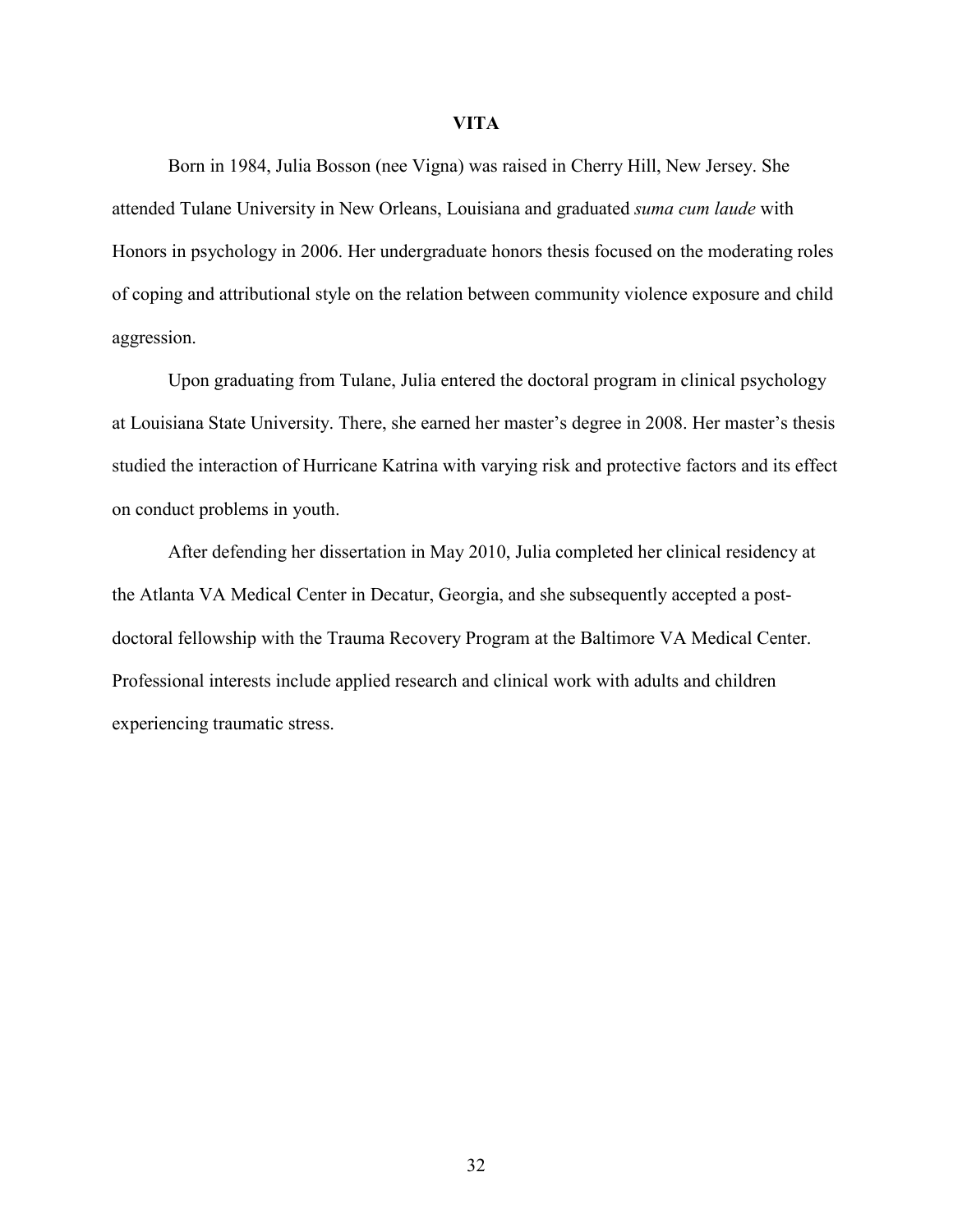# VITA

Born in 1984, Julia Bosson (nee Vigna) was raised in Cherry Hill, New Jersey. She attended Tulane University in New Orleans, Louisiana and graduated *suma cum laude* with Honors in psychology in 2006. Her undergraduate honors thesis focused on the moderating roles of coping and attributional style on the relation between community violence exposure and child aggression.

Upon graduating from Tulane, Julia entered the doctoral program in clinical psychology at Louisiana State University. There, she earned her master's degree in 2008. Her master's thesis studied the interaction of Hurricane Katrina with varying risk and protective factors and its effect on conduct problems in youth.

After defending her dissertation in May 2010, Julia completed her clinical residency at the Atlanta VA Medical Center in Decatur, Georgia, and she subsequently accepted a post-doctoral fellowship with the Trauma Recovery Program at the Baltimore VA Medical Center. Professional interests include applied research and clinical work with adults and children experiencing traumatic stress.